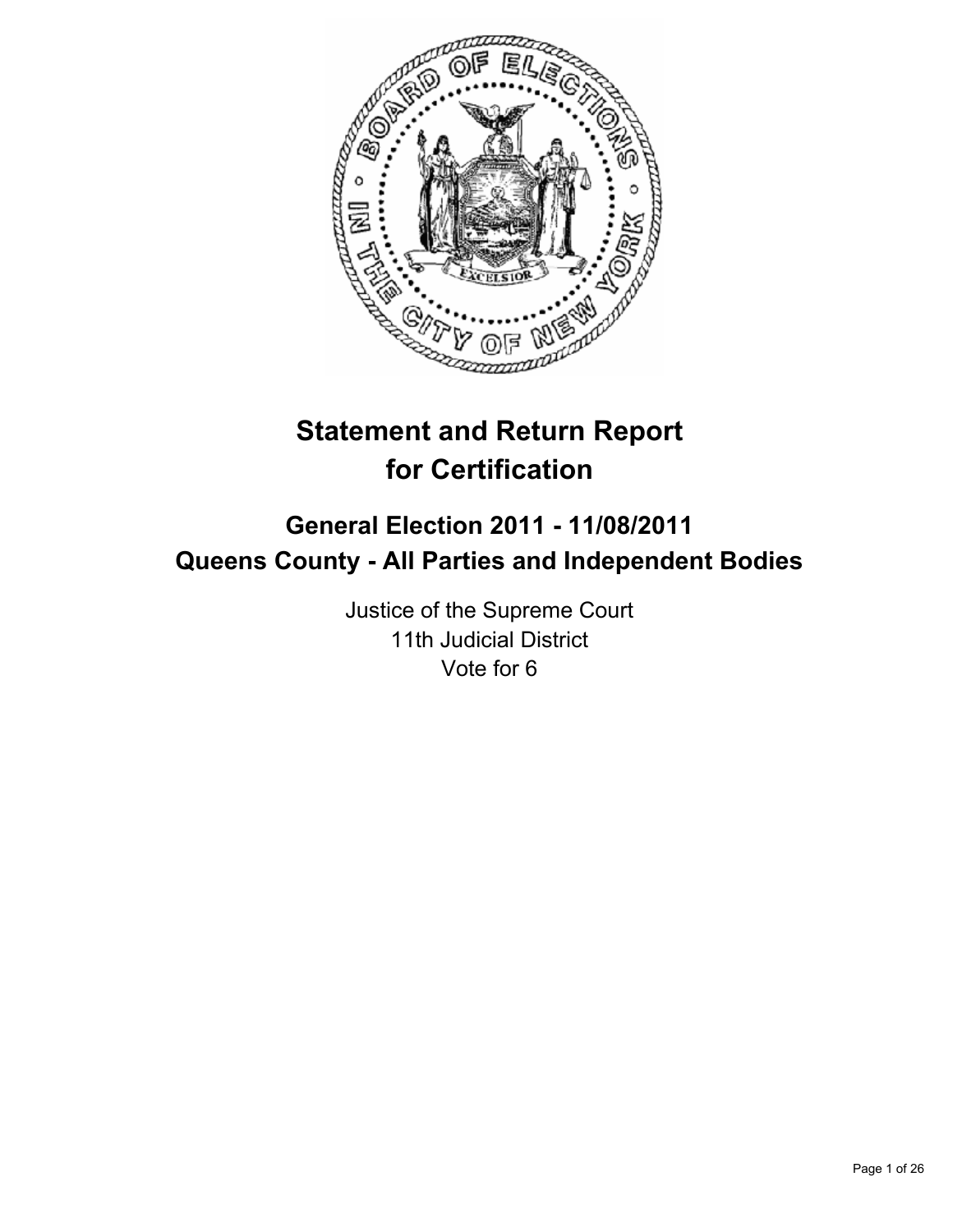# Statement and Return Report for Certification

## General Election 2011 - 11/08/2011
## Queens County - All Parties and Independent Bodies

Justice of the Supreme Court
11th Judicial District
Vote for 6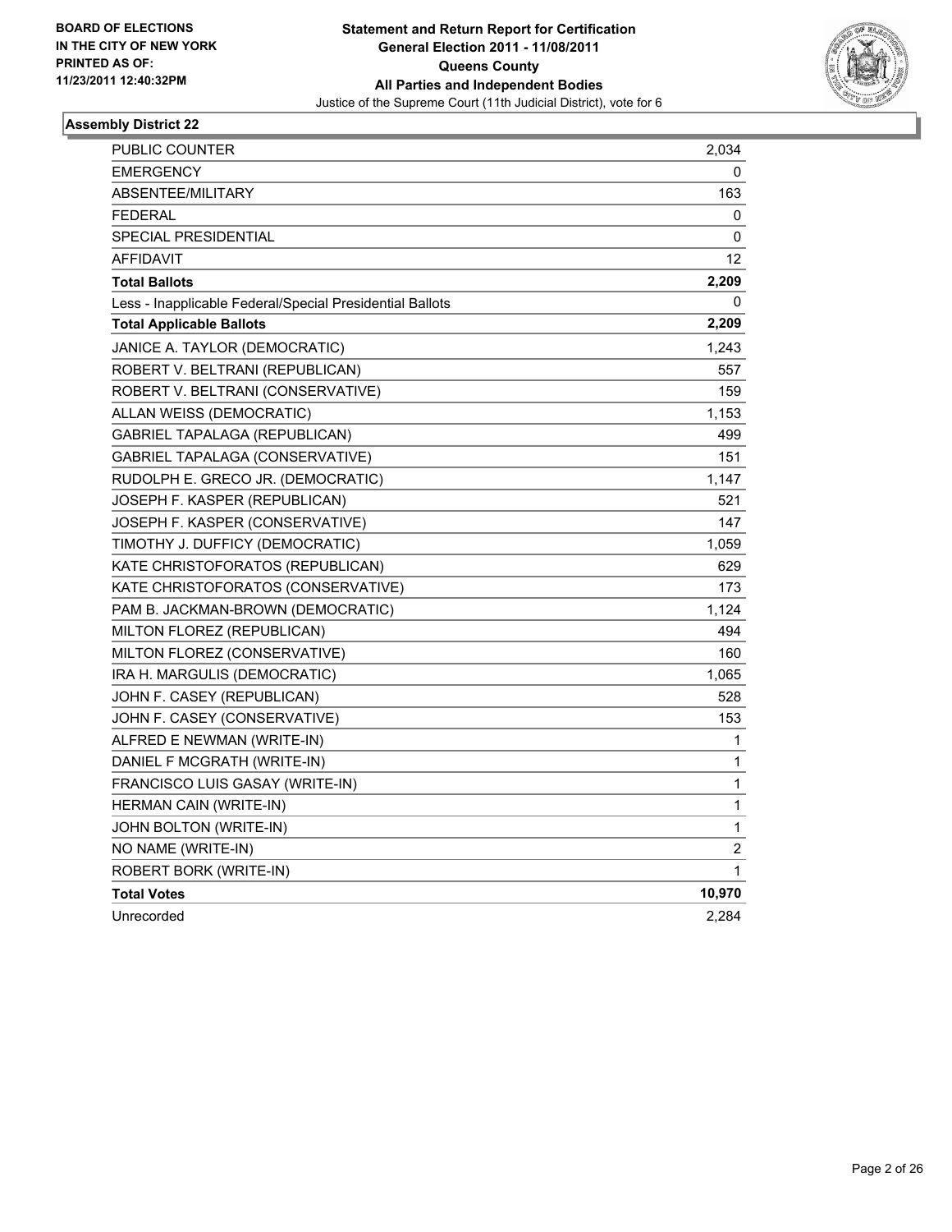BOARD OF ELECTIONS
IN THE CITY OF NEW YORK
PRINTED AS OF:
11/23/2011 12:40:32PM

**Statement and Return Report for Certification**
**General Election 2011 - 11/08/2011**
**Queens County**
**All Parties and Independent Bodies**
Justice of the Supreme Court (11th Judicial District), vote for 6

## Assembly District 22

| | |
|---|---|
| PUBLIC COUNTER | 2,034 |
| EMERGENCY | 0 |
| ABSENTEE/MILITARY | 163 |
| FEDERAL | 0 |
| SPECIAL PRESIDENTIAL | 0 |
| AFFIDAVIT | 12 |
| **Total Ballots** | **2,209** |
| Less - Inapplicable Federal/Special Presidential Ballots | 0 |
| **Total Applicable Ballots** | **2,209** |
| JANICE A. TAYLOR (DEMOCRATIC) | 1,243 |
| ROBERT V. BELTRANI (REPUBLICAN) | 557 |
| ROBERT V. BELTRANI (CONSERVATIVE) | 159 |
| ALLAN WEISS (DEMOCRATIC) | 1,153 |
| GABRIEL TAPALAGA (REPUBLICAN) | 499 |
| GABRIEL TAPALAGA (CONSERVATIVE) | 151 |
| RUDOLPH E. GRECO JR. (DEMOCRATIC) | 1,147 |
| JOSEPH F. KASPER (REPUBLICAN) | 521 |
| JOSEPH F. KASPER (CONSERVATIVE) | 147 |
| TIMOTHY J. DUFFICY (DEMOCRATIC) | 1,059 |
| KATE CHRISTOFORATOS (REPUBLICAN) | 629 |
| KATE CHRISTOFORATOS (CONSERVATIVE) | 173 |
| PAM B. JACKMAN-BROWN (DEMOCRATIC) | 1,124 |
| MILTON FLOREZ (REPUBLICAN) | 494 |
| MILTON FLOREZ (CONSERVATIVE) | 160 |
| IRA H. MARGULIS (DEMOCRATIC) | 1,065 |
| JOHN F. CASEY (REPUBLICAN) | 528 |
| JOHN F. CASEY (CONSERVATIVE) | 153 |
| ALFRED E NEWMAN (WRITE-IN) | 1 |
| DANIEL F MCGRATH (WRITE-IN) | 1 |
| FRANCISCO LUIS GASAY (WRITE-IN) | 1 |
| HERMAN CAIN (WRITE-IN) | 1 |
| JOHN BOLTON (WRITE-IN) | 1 |
| NO NAME (WRITE-IN) | 2 |
| ROBERT BORK (WRITE-IN) | 1 |
| **Total Votes** | **10,970** |
| Unrecorded | 2,284 |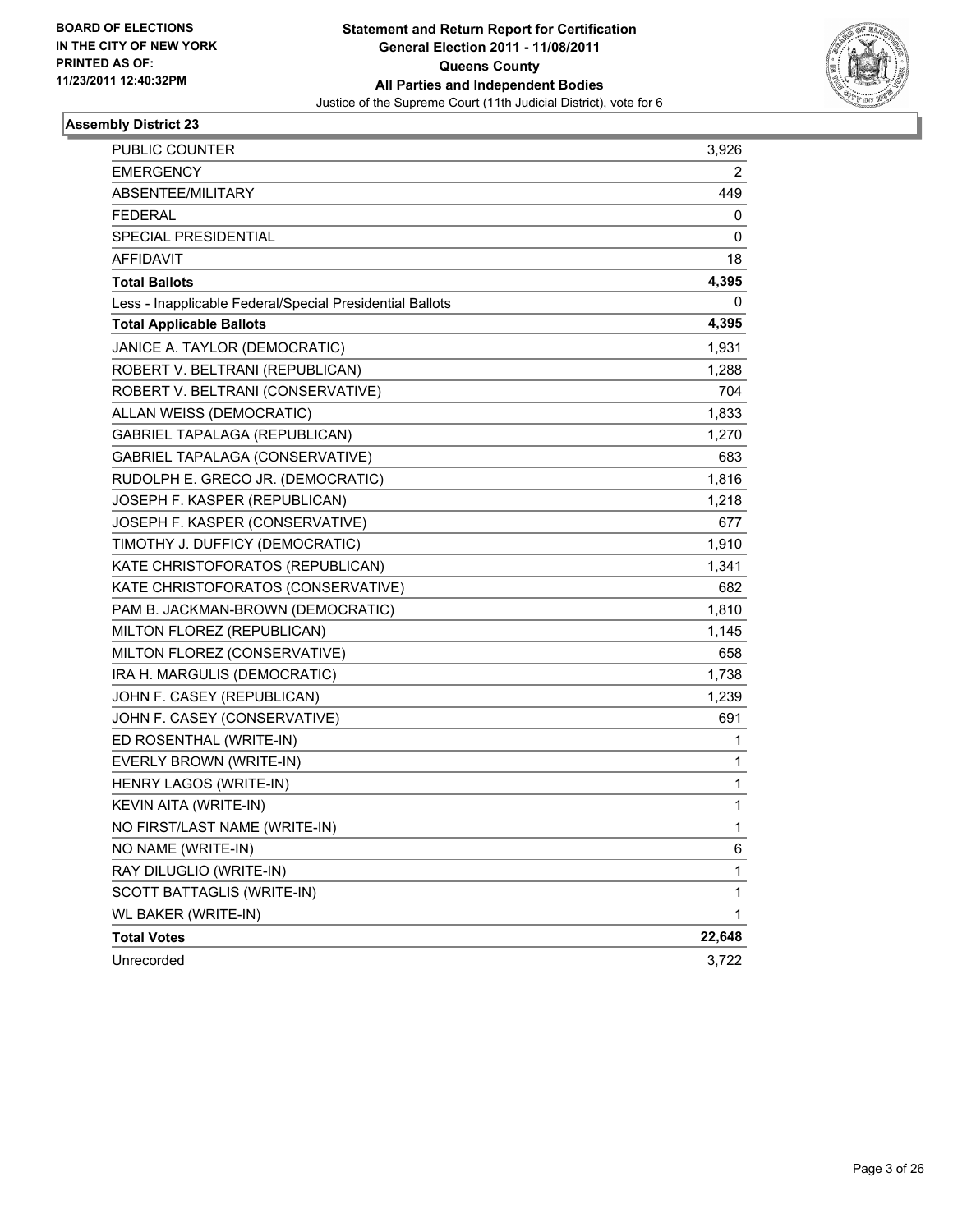BOARD OF ELECTIONS
IN THE CITY OF NEW YORK
PRINTED AS OF:
11/23/2011 12:40:32PM

**Statement and Return Report for Certification**
**General Election 2011 - 11/08/2011**
**Queens County**
**All Parties and Independent Bodies**
Justice of the Supreme Court (11th Judicial District), vote for 6

### Assembly District 23

| | |
|---|---|
| PUBLIC COUNTER | 3,926 |
| EMERGENCY | 2 |
| ABSENTEE/MILITARY | 449 |
| FEDERAL | 0 |
| SPECIAL PRESIDENTIAL | 0 |
| AFFIDAVIT | 18 |
| **Total Ballots** | **4,395** |
| Less - Inapplicable Federal/Special Presidential Ballots | 0 |
| **Total Applicable Ballots** | **4,395** |
| JANICE A. TAYLOR (DEMOCRATIC) | 1,931 |
| ROBERT V. BELTRANI (REPUBLICAN) | 1,288 |
| ROBERT V. BELTRANI (CONSERVATIVE) | 704 |
| ALLAN WEISS (DEMOCRATIC) | 1,833 |
| GABRIEL TAPALAGA (REPUBLICAN) | 1,270 |
| GABRIEL TAPALAGA (CONSERVATIVE) | 683 |
| RUDOLPH E. GRECO JR. (DEMOCRATIC) | 1,816 |
| JOSEPH F. KASPER (REPUBLICAN) | 1,218 |
| JOSEPH F. KASPER (CONSERVATIVE) | 677 |
| TIMOTHY J. DUFFICY (DEMOCRATIC) | 1,910 |
| KATE CHRISTOFORATOS (REPUBLICAN) | 1,341 |
| KATE CHRISTOFORATOS (CONSERVATIVE) | 682 |
| PAM B. JACKMAN-BROWN (DEMOCRATIC) | 1,810 |
| MILTON FLOREZ (REPUBLICAN) | 1,145 |
| MILTON FLOREZ (CONSERVATIVE) | 658 |
| IRA H. MARGULIS (DEMOCRATIC) | 1,738 |
| JOHN F. CASEY (REPUBLICAN) | 1,239 |
| JOHN F. CASEY (CONSERVATIVE) | 691 |
| ED ROSENTHAL (WRITE-IN) | 1 |
| EVERLY BROWN (WRITE-IN) | 1 |
| HENRY LAGOS (WRITE-IN) | 1 |
| KEVIN AITA (WRITE-IN) | 1 |
| NO FIRST/LAST NAME (WRITE-IN) | 1 |
| NO NAME (WRITE-IN) | 6 |
| RAY DILUGLIO (WRITE-IN) | 1 |
| SCOTT BATTAGLIS (WRITE-IN) | 1 |
| WL BAKER (WRITE-IN) | 1 |
| **Total Votes** | **22,648** |
| Unrecorded | 3,722 |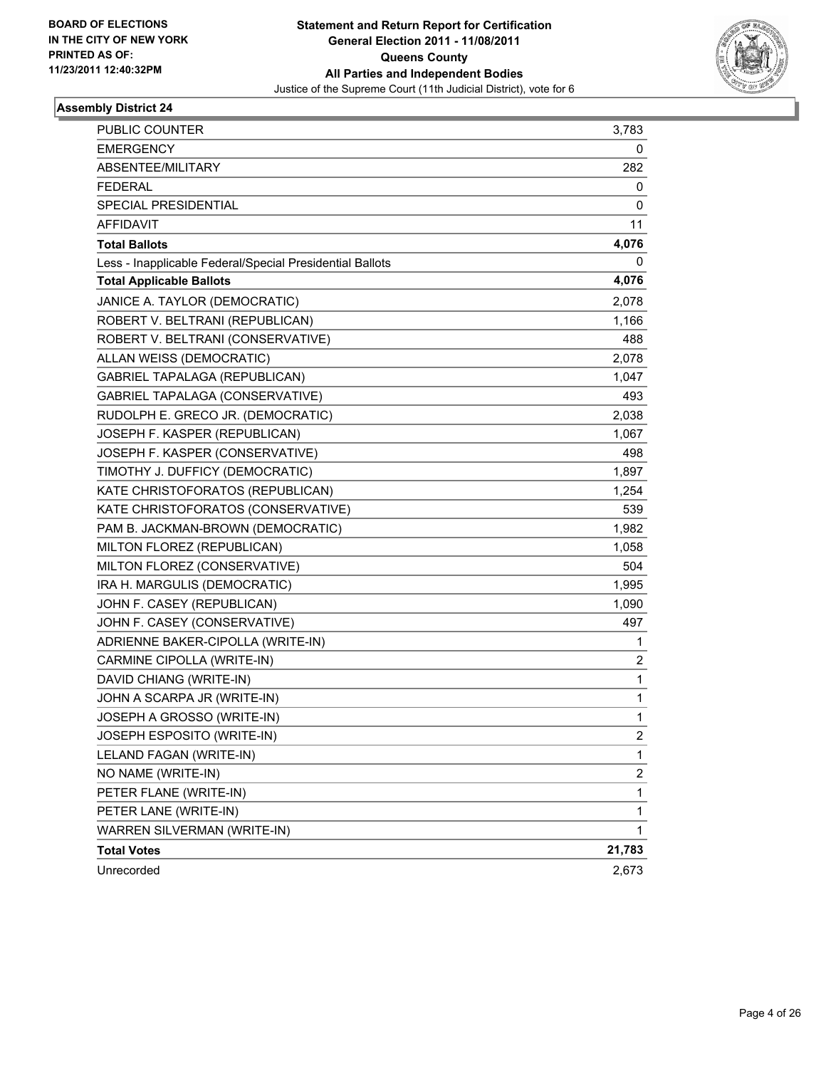**BOARD OF ELECTIONS IN THE CITY OF NEW YORK PRINTED AS OF: 11/23/2011 12:40:32PM**

**Statement and Return Report for Certification General Election 2011 - 11/08/2011 Queens County All Parties and Independent Bodies**

Justice of the Supreme Court (11th Judicial District), vote for 6

## Assembly District 24

| | |
|---|---|
| PUBLIC COUNTER | 3,783 |
| EMERGENCY | 0 |
| ABSENTEE/MILITARY | 282 |
| FEDERAL | 0 |
| SPECIAL PRESIDENTIAL | 0 |
| AFFIDAVIT | 11 |
| **Total Ballots** | **4,076** |
| Less - Inapplicable Federal/Special Presidential Ballots | 0 |
| **Total Applicable Ballots** | **4,076** |
| JANICE A. TAYLOR (DEMOCRATIC) | 2,078 |
| ROBERT V. BELTRANI (REPUBLICAN) | 1,166 |
| ROBERT V. BELTRANI (CONSERVATIVE) | 488 |
| ALLAN WEISS (DEMOCRATIC) | 2,078 |
| GABRIEL TAPALAGA (REPUBLICAN) | 1,047 |
| GABRIEL TAPALAGA (CONSERVATIVE) | 493 |
| RUDOLPH E. GRECO JR. (DEMOCRATIC) | 2,038 |
| JOSEPH F. KASPER (REPUBLICAN) | 1,067 |
| JOSEPH F. KASPER (CONSERVATIVE) | 498 |
| TIMOTHY J. DUFFICY (DEMOCRATIC) | 1,897 |
| KATE CHRISTOFORATOS (REPUBLICAN) | 1,254 |
| KATE CHRISTOFORATOS (CONSERVATIVE) | 539 |
| PAM B. JACKMAN-BROWN (DEMOCRATIC) | 1,982 |
| MILTON FLOREZ (REPUBLICAN) | 1,058 |
| MILTON FLOREZ (CONSERVATIVE) | 504 |
| IRA H. MARGULIS (DEMOCRATIC) | 1,995 |
| JOHN F. CASEY (REPUBLICAN) | 1,090 |
| JOHN F. CASEY (CONSERVATIVE) | 497 |
| ADRIENNE BAKER-CIPOLLA (WRITE-IN) | 1 |
| CARMINE CIPOLLA (WRITE-IN) | 2 |
| DAVID CHIANG (WRITE-IN) | 1 |
| JOHN A SCARPA JR (WRITE-IN) | 1 |
| JOSEPH A GROSSO (WRITE-IN) | 1 |
| JOSEPH ESPOSITO (WRITE-IN) | 2 |
| LELAND FAGAN (WRITE-IN) | 1 |
| NO NAME (WRITE-IN) | 2 |
| PETER FLANE (WRITE-IN) | 1 |
| PETER LANE (WRITE-IN) | 1 |
| WARREN SILVERMAN (WRITE-IN) | 1 |
| **Total Votes** | **21,783** |
| Unrecorded | 2,673 |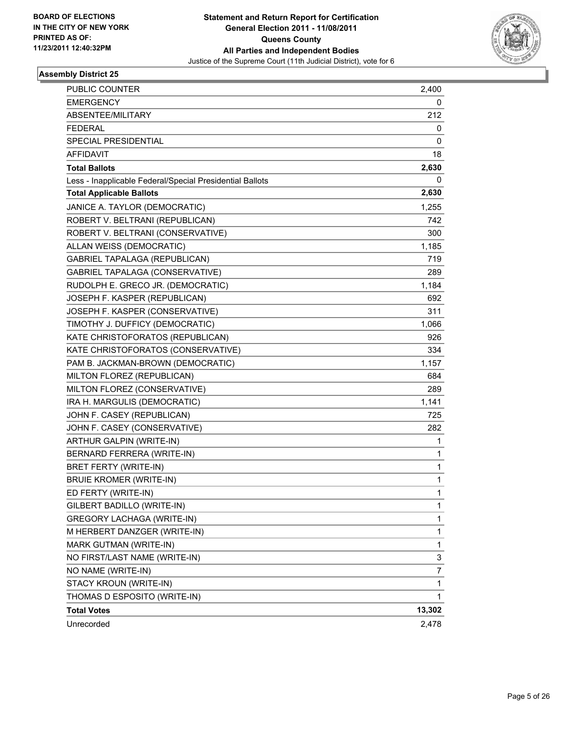BOARD OF ELECTIONS
IN THE CITY OF NEW YORK
PRINTED AS OF:
11/23/2011 12:40:32PM

**Statement and Return Report for Certification**
**General Election 2011 - 11/08/2011**
**Queens County**
**All Parties and Independent Bodies**
Justice of the Supreme Court (11th Judicial District), vote for 6

**Assembly District 25**

| | |
|---|---|
| PUBLIC COUNTER | 2,400 |
| EMERGENCY | 0 |
| ABSENTEE/MILITARY | 212 |
| FEDERAL | 0 |
| SPECIAL PRESIDENTIAL | 0 |
| AFFIDAVIT | 18 |
| **Total Ballots** | **2,630** |
| Less - Inapplicable Federal/Special Presidential Ballots | 0 |
| **Total Applicable Ballots** | **2,630** |
| JANICE A. TAYLOR (DEMOCRATIC) | 1,255 |
| ROBERT V. BELTRANI (REPUBLICAN) | 742 |
| ROBERT V. BELTRANI (CONSERVATIVE) | 300 |
| ALLAN WEISS (DEMOCRATIC) | 1,185 |
| GABRIEL TAPALAGA (REPUBLICAN) | 719 |
| GABRIEL TAPALAGA (CONSERVATIVE) | 289 |
| RUDOLPH E. GRECO JR. (DEMOCRATIC) | 1,184 |
| JOSEPH F. KASPER (REPUBLICAN) | 692 |
| JOSEPH F. KASPER (CONSERVATIVE) | 311 |
| TIMOTHY J. DUFFICY (DEMOCRATIC) | 1,066 |
| KATE CHRISTOFORATOS (REPUBLICAN) | 926 |
| KATE CHRISTOFORATOS (CONSERVATIVE) | 334 |
| PAM B. JACKMAN-BROWN (DEMOCRATIC) | 1,157 |
| MILTON FLOREZ (REPUBLICAN) | 684 |
| MILTON FLOREZ (CONSERVATIVE) | 289 |
| IRA H. MARGULIS (DEMOCRATIC) | 1,141 |
| JOHN F. CASEY (REPUBLICAN) | 725 |
| JOHN F. CASEY (CONSERVATIVE) | 282 |
| ARTHUR GALPIN (WRITE-IN) | 1 |
| BERNARD FERRERA (WRITE-IN) | 1 |
| BRET FERTY (WRITE-IN) | 1 |
| BRUIE KROMER (WRITE-IN) | 1 |
| ED FERTY (WRITE-IN) | 1 |
| GILBERT BADILLO (WRITE-IN) | 1 |
| GREGORY LACHAGA (WRITE-IN) | 1 |
| M HERBERT DANZGER (WRITE-IN) | 1 |
| MARK GUTMAN (WRITE-IN) | 1 |
| NO FIRST/LAST NAME (WRITE-IN) | 3 |
| NO NAME (WRITE-IN) | 7 |
| STACY KROUN (WRITE-IN) | 1 |
| THOMAS D ESPOSITO (WRITE-IN) | 1 |
| **Total Votes** | **13,302** |
| Unrecorded | 2,478 |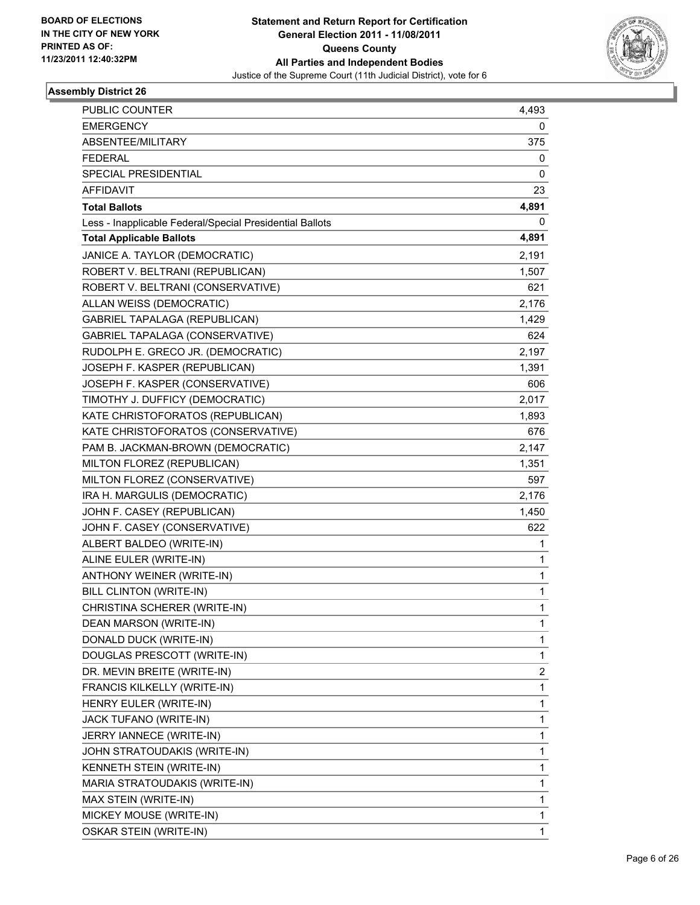BOARD OF ELECTIONS
IN THE CITY OF NEW YORK
PRINTED AS OF:
11/23/2011 12:40:32PM

**Statement and Return Report for Certification**
**General Election 2011 - 11/08/2011**
**Queens County**
**All Parties and Independent Bodies**
Justice of the Supreme Court (11th Judicial District), vote for 6

### Assembly District 26

| | |
|---|---|
| PUBLIC COUNTER | 4,493 |
| EMERGENCY | 0 |
| ABSENTEE/MILITARY | 375 |
| FEDERAL | 0 |
| SPECIAL PRESIDENTIAL | 0 |
| AFFIDAVIT | 23 |
| **Total Ballots** | **4,891** |
| Less - Inapplicable Federal/Special Presidential Ballots | 0 |
| **Total Applicable Ballots** | **4,891** |
| JANICE A. TAYLOR (DEMOCRATIC) | 2,191 |
| ROBERT V. BELTRANI (REPUBLICAN) | 1,507 |
| ROBERT V. BELTRANI (CONSERVATIVE) | 621 |
| ALLAN WEISS (DEMOCRATIC) | 2,176 |
| GABRIEL TAPALAGA (REPUBLICAN) | 1,429 |
| GABRIEL TAPALAGA (CONSERVATIVE) | 624 |
| RUDOLPH E. GRECO JR. (DEMOCRATIC) | 2,197 |
| JOSEPH F. KASPER (REPUBLICAN) | 1,391 |
| JOSEPH F. KASPER (CONSERVATIVE) | 606 |
| TIMOTHY J. DUFFICY (DEMOCRATIC) | 2,017 |
| KATE CHRISTOFORATOS (REPUBLICAN) | 1,893 |
| KATE CHRISTOFORATOS (CONSERVATIVE) | 676 |
| PAM B. JACKMAN-BROWN (DEMOCRATIC) | 2,147 |
| MILTON FLOREZ (REPUBLICAN) | 1,351 |
| MILTON FLOREZ (CONSERVATIVE) | 597 |
| IRA H. MARGULIS (DEMOCRATIC) | 2,176 |
| JOHN F. CASEY (REPUBLICAN) | 1,450 |
| JOHN F. CASEY (CONSERVATIVE) | 622 |
| ALBERT BALDEO (WRITE-IN) | 1 |
| ALINE EULER (WRITE-IN) | 1 |
| ANTHONY WEINER (WRITE-IN) | 1 |
| BILL CLINTON (WRITE-IN) | 1 |
| CHRISTINA SCHERER (WRITE-IN) | 1 |
| DEAN MARSON (WRITE-IN) | 1 |
| DONALD DUCK (WRITE-IN) | 1 |
| DOUGLAS PRESCOTT (WRITE-IN) | 1 |
| DR. MEVIN BREITE (WRITE-IN) | 2 |
| FRANCIS KILKELLY (WRITE-IN) | 1 |
| HENRY EULER (WRITE-IN) | 1 |
| JACK TUFANO (WRITE-IN) | 1 |
| JERRY IANNECE (WRITE-IN) | 1 |
| JOHN STRATOUDAKIS (WRITE-IN) | 1 |
| KENNETH STEIN (WRITE-IN) | 1 |
| MARIA STRATOUDAKIS (WRITE-IN) | 1 |
| MAX STEIN (WRITE-IN) | 1 |
| MICKEY MOUSE (WRITE-IN) | 1 |
| OSKAR STEIN (WRITE-IN) | 1 |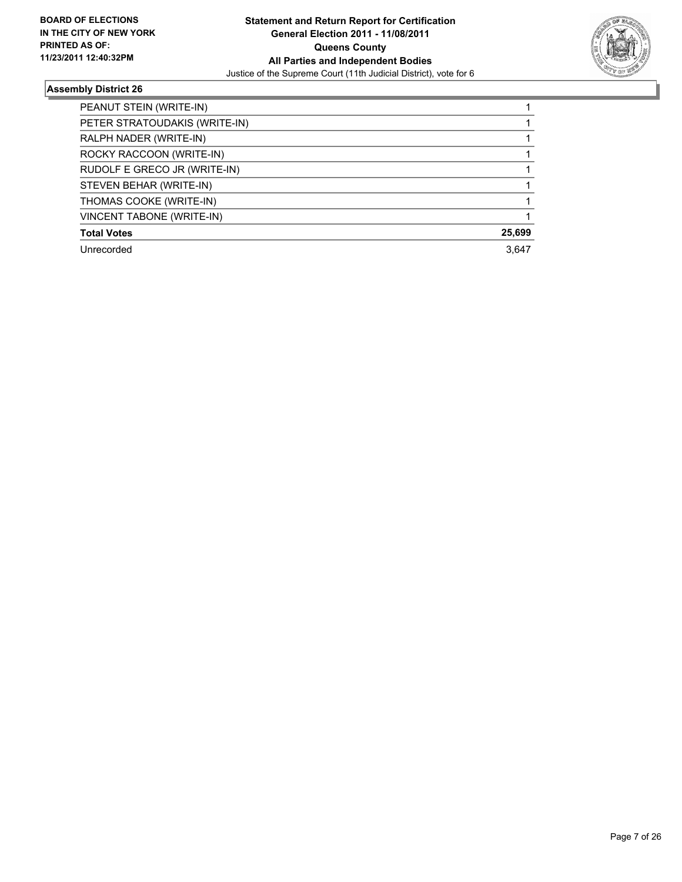**BOARD OF ELECTIONS IN THE CITY OF NEW YORK PRINTED AS OF: 11/23/2011 12:40:32PM**

**Statement and Return Report for Certification General Election 2011 - 11/08/2011 Queens County All Parties and Independent Bodies**

Justice of the Supreme Court (11th Judicial District), vote for 6

### Assembly District 26

| | |
|---|---|
| PEANUT STEIN (WRITE-IN) | 1 |
| PETER STRATOUDAKIS (WRITE-IN) | 1 |
| RALPH NADER (WRITE-IN) | 1 |
| ROCKY RACCOON (WRITE-IN) | 1 |
| RUDOLF E GRECO JR (WRITE-IN) | 1 |
| STEVEN BEHAR (WRITE-IN) | 1 |
| THOMAS COOKE (WRITE-IN) | 1 |
| VINCENT TABONE (WRITE-IN) | 1 |
| **Total Votes** | **25,699** |
| Unrecorded | 3,647 |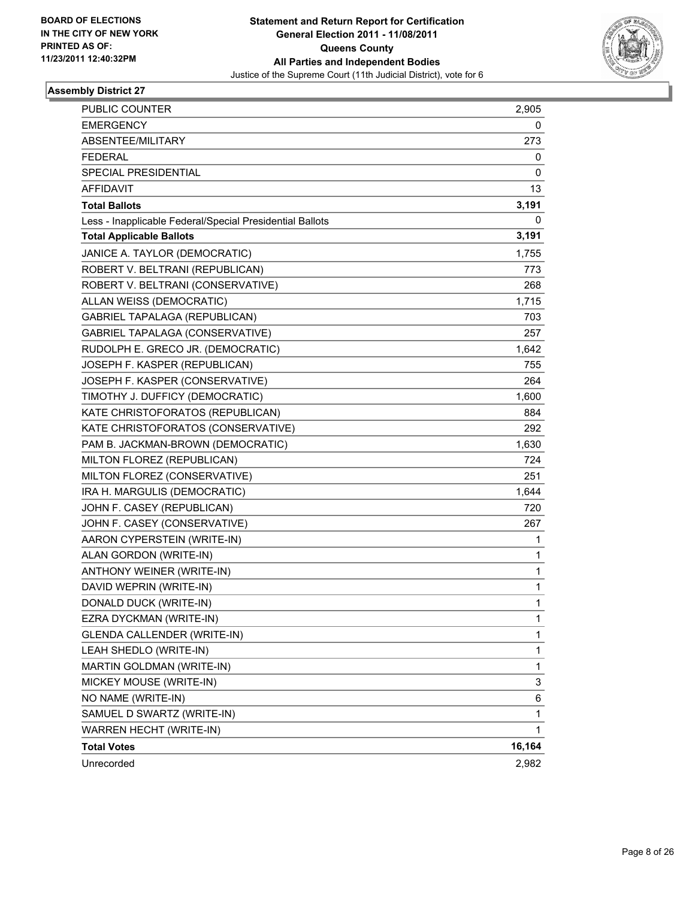BOARD OF ELECTIONS
IN THE CITY OF NEW YORK
PRINTED AS OF:
11/23/2011 12:40:32PM

**Statement and Return Report for Certification**
**General Election 2011 - 11/08/2011**
**Queens County**
**All Parties and Independent Bodies**
Justice of the Supreme Court (11th Judicial District), vote for 6

### Assembly District 27

| | |
|---|---|
| PUBLIC COUNTER | 2,905 |
| EMERGENCY | 0 |
| ABSENTEE/MILITARY | 273 |
| FEDERAL | 0 |
| SPECIAL PRESIDENTIAL | 0 |
| AFFIDAVIT | 13 |
| **Total Ballots** | **3,191** |
| Less - Inapplicable Federal/Special Presidential Ballots | 0 |
| **Total Applicable Ballots** | **3,191** |
| JANICE A. TAYLOR (DEMOCRATIC) | 1,755 |
| ROBERT V. BELTRANI (REPUBLICAN) | 773 |
| ROBERT V. BELTRANI (CONSERVATIVE) | 268 |
| ALLAN WEISS (DEMOCRATIC) | 1,715 |
| GABRIEL TAPALAGA (REPUBLICAN) | 703 |
| GABRIEL TAPALAGA (CONSERVATIVE) | 257 |
| RUDOLPH E. GRECO JR. (DEMOCRATIC) | 1,642 |
| JOSEPH F. KASPER (REPUBLICAN) | 755 |
| JOSEPH F. KASPER (CONSERVATIVE) | 264 |
| TIMOTHY J. DUFFICY (DEMOCRATIC) | 1,600 |
| KATE CHRISTOFORATOS (REPUBLICAN) | 884 |
| KATE CHRISTOFORATOS (CONSERVATIVE) | 292 |
| PAM B. JACKMAN-BROWN (DEMOCRATIC) | 1,630 |
| MILTON FLOREZ (REPUBLICAN) | 724 |
| MILTON FLOREZ (CONSERVATIVE) | 251 |
| IRA H. MARGULIS (DEMOCRATIC) | 1,644 |
| JOHN F. CASEY (REPUBLICAN) | 720 |
| JOHN F. CASEY (CONSERVATIVE) | 267 |
| AARON CYPERSTEIN (WRITE-IN) | 1 |
| ALAN GORDON (WRITE-IN) | 1 |
| ANTHONY WEINER (WRITE-IN) | 1 |
| DAVID WEPRIN (WRITE-IN) | 1 |
| DONALD DUCK (WRITE-IN) | 1 |
| EZRA DYCKMAN (WRITE-IN) | 1 |
| GLENDA CALLENDER (WRITE-IN) | 1 |
| LEAH SHEDLO (WRITE-IN) | 1 |
| MARTIN GOLDMAN (WRITE-IN) | 1 |
| MICKEY MOUSE (WRITE-IN) | 3 |
| NO NAME (WRITE-IN) | 6 |
| SAMUEL D SWARTZ (WRITE-IN) | 1 |
| WARREN HECHT (WRITE-IN) | 1 |
| **Total Votes** | **16,164** |
| Unrecorded | 2,982 |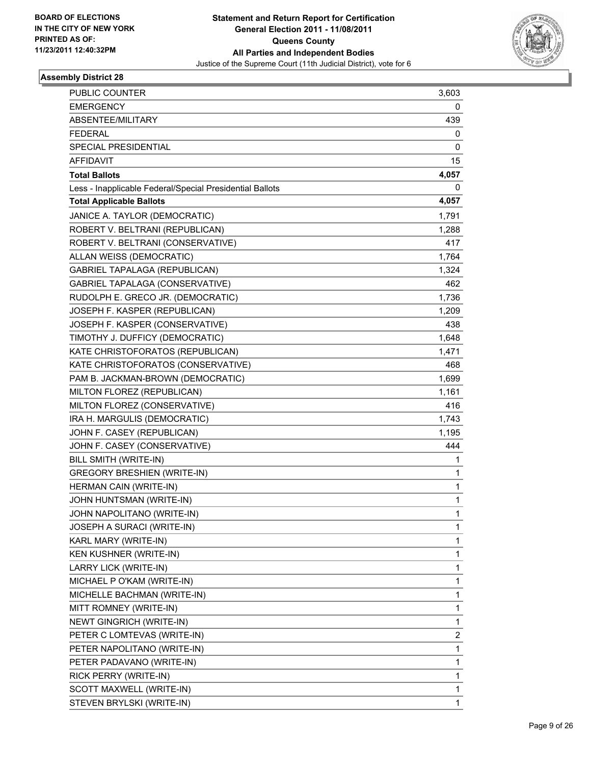BOARD OF ELECTIONS
IN THE CITY OF NEW YORK
PRINTED AS OF:
11/23/2011 12:40:32PM

**Statement and Return Report for Certification**
**General Election 2011 - 11/08/2011**
**Queens County**
**All Parties and Independent Bodies**
Justice of the Supreme Court (11th Judicial District), vote for 6

### Assembly District 28

| | |
|---|---|
| PUBLIC COUNTER | 3,603 |
| EMERGENCY | 0 |
| ABSENTEE/MILITARY | 439 |
| FEDERAL | 0 |
| SPECIAL PRESIDENTIAL | 0 |
| AFFIDAVIT | 15 |
| **Total Ballots** | **4,057** |
| Less - Inapplicable Federal/Special Presidential Ballots | 0 |
| **Total Applicable Ballots** | **4,057** |
| JANICE A. TAYLOR (DEMOCRATIC) | 1,791 |
| ROBERT V. BELTRANI (REPUBLICAN) | 1,288 |
| ROBERT V. BELTRANI (CONSERVATIVE) | 417 |
| ALLAN WEISS (DEMOCRATIC) | 1,764 |
| GABRIEL TAPALAGA (REPUBLICAN) | 1,324 |
| GABRIEL TAPALAGA (CONSERVATIVE) | 462 |
| RUDOLPH E. GRECO JR. (DEMOCRATIC) | 1,736 |
| JOSEPH F. KASPER (REPUBLICAN) | 1,209 |
| JOSEPH F. KASPER (CONSERVATIVE) | 438 |
| TIMOTHY J. DUFFICY (DEMOCRATIC) | 1,648 |
| KATE CHRISTOFORATOS (REPUBLICAN) | 1,471 |
| KATE CHRISTOFORATOS (CONSERVATIVE) | 468 |
| PAM B. JACKMAN-BROWN (DEMOCRATIC) | 1,699 |
| MILTON FLOREZ (REPUBLICAN) | 1,161 |
| MILTON FLOREZ (CONSERVATIVE) | 416 |
| IRA H. MARGULIS (DEMOCRATIC) | 1,743 |
| JOHN F. CASEY (REPUBLICAN) | 1,195 |
| JOHN F. CASEY (CONSERVATIVE) | 444 |
| BILL SMITH (WRITE-IN) | 1 |
| GREGORY BRESHIEN (WRITE-IN) | 1 |
| HERMAN CAIN (WRITE-IN) | 1 |
| JOHN HUNTSMAN (WRITE-IN) | 1 |
| JOHN NAPOLITANO (WRITE-IN) | 1 |
| JOSEPH A SURACI (WRITE-IN) | 1 |
| KARL MARY (WRITE-IN) | 1 |
| KEN KUSHNER (WRITE-IN) | 1 |
| LARRY LICK (WRITE-IN) | 1 |
| MICHAEL P O'KAM (WRITE-IN) | 1 |
| MICHELLE BACHMAN (WRITE-IN) | 1 |
| MITT ROMNEY (WRITE-IN) | 1 |
| NEWT GINGRICH (WRITE-IN) | 1 |
| PETER C LOMTEVAS (WRITE-IN) | 2 |
| PETER NAPOLITANO (WRITE-IN) | 1 |
| PETER PADAVANO (WRITE-IN) | 1 |
| RICK PERRY (WRITE-IN) | 1 |
| SCOTT MAXWELL (WRITE-IN) | 1 |
| STEVEN BRYLSKI (WRITE-IN) | 1 |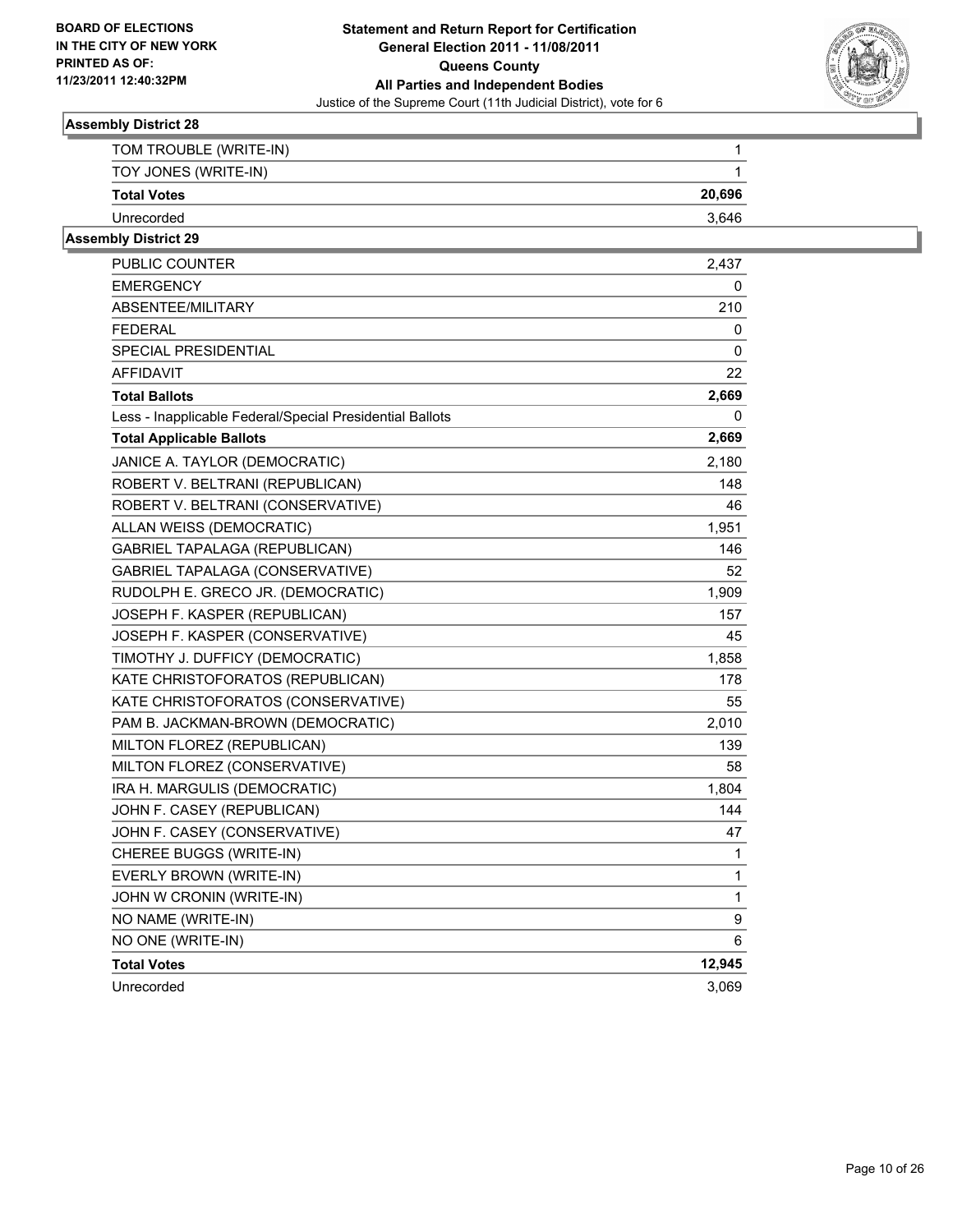**BOARD OF ELECTIONS IN THE CITY OF NEW YORK PRINTED AS OF: 11/23/2011 12:40:32PM**

**Statement and Return Report for Certification General Election 2011 - 11/08/2011 Queens County All Parties and Independent Bodies**

Justice of the Supreme Court (11th Judicial District), vote for 6

### Assembly District 28

| | |
|---|---|
| TOM TROUBLE (WRITE-IN) | 1 |
| TOY JONES (WRITE-IN) | 1 |
| **Total Votes** | **20,696** |
| Unrecorded | 3,646 |

### Assembly District 29

| | |
|---|---|
| PUBLIC COUNTER | 2,437 |
| EMERGENCY | 0 |
| ABSENTEE/MILITARY | 210 |
| FEDERAL | 0 |
| SPECIAL PRESIDENTIAL | 0 |
| AFFIDAVIT | 22 |
| **Total Ballots** | **2,669** |
| Less - Inapplicable Federal/Special Presidential Ballots | 0 |
| **Total Applicable Ballots** | **2,669** |
| JANICE A. TAYLOR (DEMOCRATIC) | 2,180 |
| ROBERT V. BELTRANI (REPUBLICAN) | 148 |
| ROBERT V. BELTRANI (CONSERVATIVE) | 46 |
| ALLAN WEISS (DEMOCRATIC) | 1,951 |
| GABRIEL TAPALAGA (REPUBLICAN) | 146 |
| GABRIEL TAPALAGA (CONSERVATIVE) | 52 |
| RUDOLPH E. GRECO JR. (DEMOCRATIC) | 1,909 |
| JOSEPH F. KASPER (REPUBLICAN) | 157 |
| JOSEPH F. KASPER (CONSERVATIVE) | 45 |
| TIMOTHY J. DUFFICY (DEMOCRATIC) | 1,858 |
| KATE CHRISTOFORATOS (REPUBLICAN) | 178 |
| KATE CHRISTOFORATOS (CONSERVATIVE) | 55 |
| PAM B. JACKMAN-BROWN (DEMOCRATIC) | 2,010 |
| MILTON FLOREZ (REPUBLICAN) | 139 |
| MILTON FLOREZ (CONSERVATIVE) | 58 |
| IRA H. MARGULIS (DEMOCRATIC) | 1,804 |
| JOHN F. CASEY (REPUBLICAN) | 144 |
| JOHN F. CASEY (CONSERVATIVE) | 47 |
| CHEREE BUGGS (WRITE-IN) | 1 |
| EVERLY BROWN (WRITE-IN) | 1 |
| JOHN W CRONIN (WRITE-IN) | 1 |
| NO NAME (WRITE-IN) | 9 |
| NO ONE (WRITE-IN) | 6 |
| **Total Votes** | **12,945** |
| Unrecorded | 3,069 |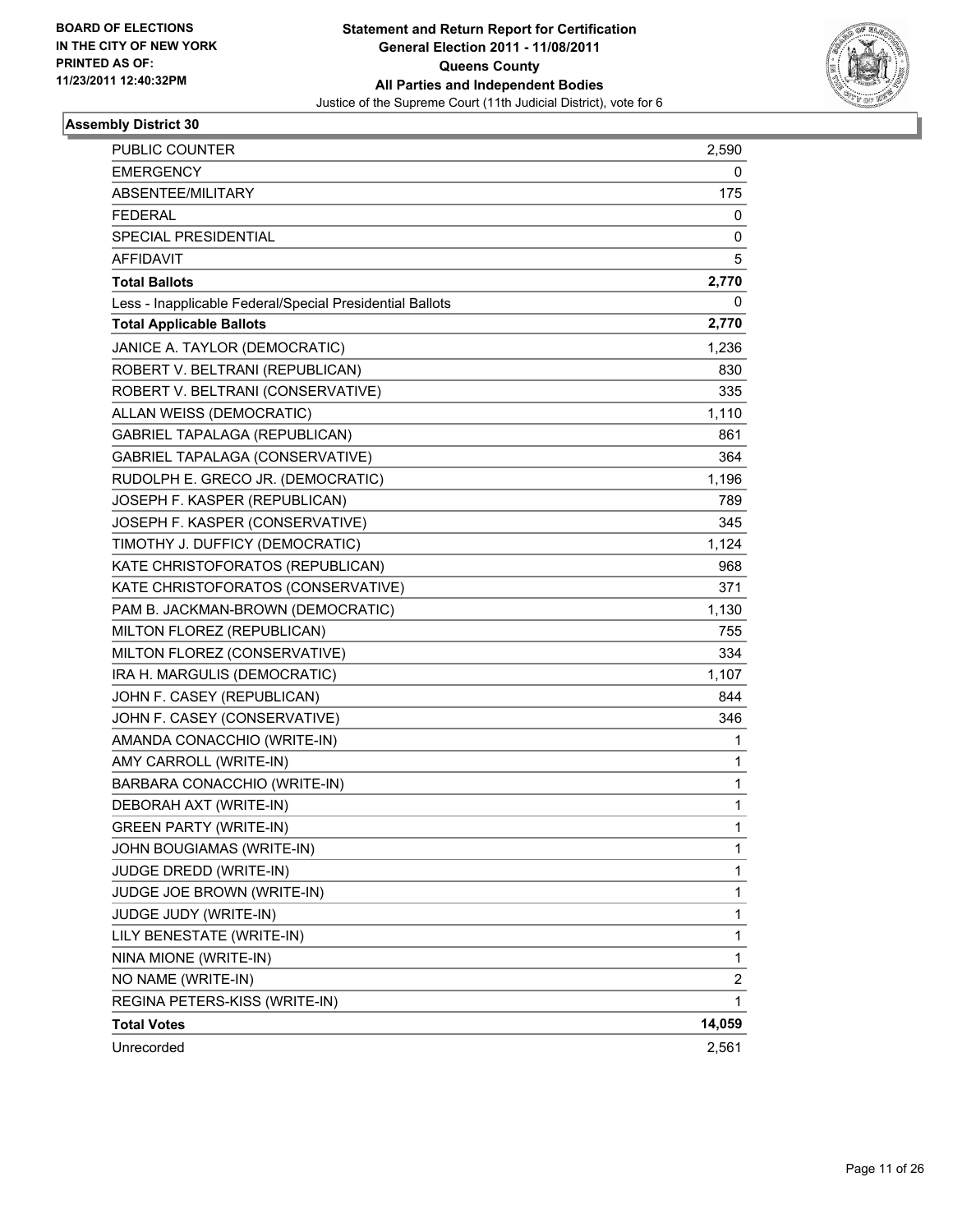**BOARD OF ELECTIONS IN THE CITY OF NEW YORK PRINTED AS OF: 11/23/2011 12:40:32PM**

**Statement and Return Report for Certification**
**General Election 2011 - 11/08/2011**
**Queens County**
**All Parties and Independent Bodies**
Justice of the Supreme Court (11th Judicial District), vote for 6

### Assembly District 30

| | |
|---|---|
| PUBLIC COUNTER | 2,590 |
| EMERGENCY | 0 |
| ABSENTEE/MILITARY | 175 |
| FEDERAL | 0 |
| SPECIAL PRESIDENTIAL | 0 |
| AFFIDAVIT | 5 |
| **Total Ballots** | **2,770** |
| Less - Inapplicable Federal/Special Presidential Ballots | 0 |
| **Total Applicable Ballots** | **2,770** |
| JANICE A. TAYLOR (DEMOCRATIC) | 1,236 |
| ROBERT V. BELTRANI (REPUBLICAN) | 830 |
| ROBERT V. BELTRANI (CONSERVATIVE) | 335 |
| ALLAN WEISS (DEMOCRATIC) | 1,110 |
| GABRIEL TAPALAGA (REPUBLICAN) | 861 |
| GABRIEL TAPALAGA (CONSERVATIVE) | 364 |
| RUDOLPH E. GRECO JR. (DEMOCRATIC) | 1,196 |
| JOSEPH F. KASPER (REPUBLICAN) | 789 |
| JOSEPH F. KASPER (CONSERVATIVE) | 345 |
| TIMOTHY J. DUFFICY (DEMOCRATIC) | 1,124 |
| KATE CHRISTOFORATOS (REPUBLICAN) | 968 |
| KATE CHRISTOFORATOS (CONSERVATIVE) | 371 |
| PAM B. JACKMAN-BROWN (DEMOCRATIC) | 1,130 |
| MILTON FLOREZ (REPUBLICAN) | 755 |
| MILTON FLOREZ (CONSERVATIVE) | 334 |
| IRA H. MARGULIS (DEMOCRATIC) | 1,107 |
| JOHN F. CASEY (REPUBLICAN) | 844 |
| JOHN F. CASEY (CONSERVATIVE) | 346 |
| AMANDA CONACCHIO (WRITE-IN) | 1 |
| AMY CARROLL (WRITE-IN) | 1 |
| BARBARA CONACCHIO (WRITE-IN) | 1 |
| DEBORAH AXT (WRITE-IN) | 1 |
| GREEN PARTY (WRITE-IN) | 1 |
| JOHN BOUGIAMAS (WRITE-IN) | 1 |
| JUDGE DREDD (WRITE-IN) | 1 |
| JUDGE JOE BROWN (WRITE-IN) | 1 |
| JUDGE JUDY (WRITE-IN) | 1 |
| LILY BENESTATE (WRITE-IN) | 1 |
| NINA MIONE (WRITE-IN) | 1 |
| NO NAME (WRITE-IN) | 2 |
| REGINA PETERS-KISS (WRITE-IN) | 1 |
| **Total Votes** | **14,059** |
| Unrecorded | 2,561 |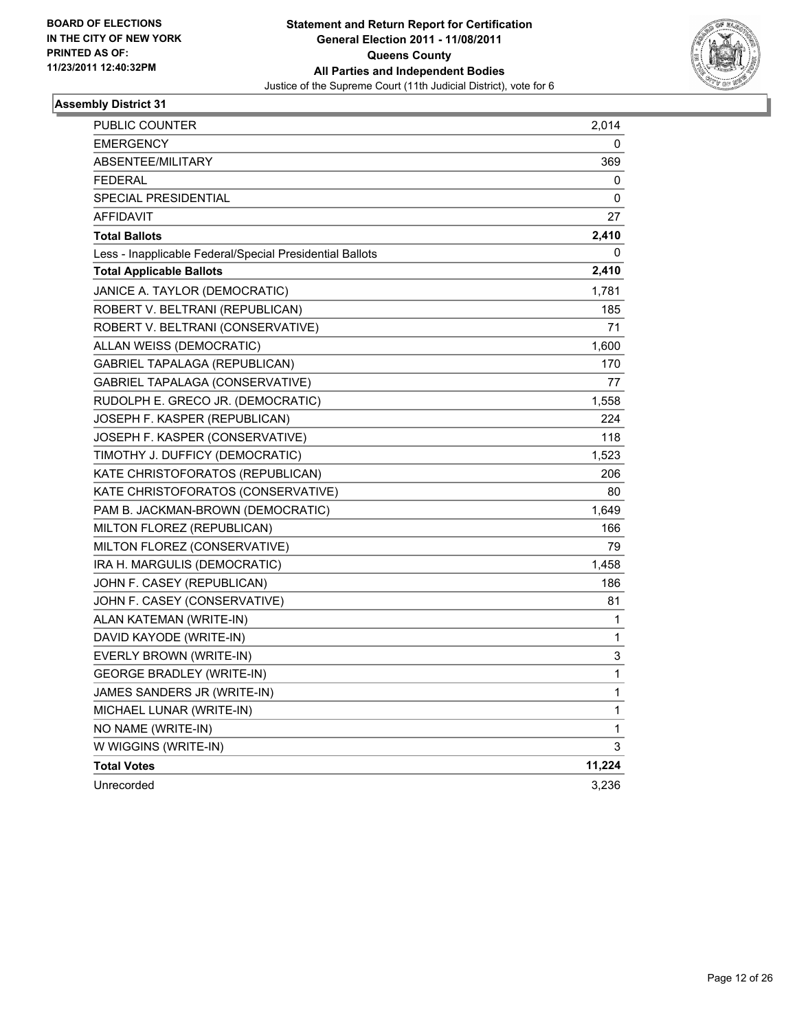BOARD OF ELECTIONS
IN THE CITY OF NEW YORK
PRINTED AS OF:
11/23/2011 12:40:32PM

**Statement and Return Report for Certification**
**General Election 2011 - 11/08/2011**
**Queens County**
**All Parties and Independent Bodies**
Justice of the Supreme Court (11th Judicial District), vote for 6

### Assembly District 31

| | |
|---|---|
| PUBLIC COUNTER | 2,014 |
| EMERGENCY | 0 |
| ABSENTEE/MILITARY | 369 |
| FEDERAL | 0 |
| SPECIAL PRESIDENTIAL | 0 |
| AFFIDAVIT | 27 |
| **Total Ballots** | **2,410** |
| Less - Inapplicable Federal/Special Presidential Ballots | 0 |
| **Total Applicable Ballots** | **2,410** |
| JANICE A. TAYLOR (DEMOCRATIC) | 1,781 |
| ROBERT V. BELTRANI (REPUBLICAN) | 185 |
| ROBERT V. BELTRANI (CONSERVATIVE) | 71 |
| ALLAN WEISS (DEMOCRATIC) | 1,600 |
| GABRIEL TAPALAGA (REPUBLICAN) | 170 |
| GABRIEL TAPALAGA (CONSERVATIVE) | 77 |
| RUDOLPH E. GRECO JR. (DEMOCRATIC) | 1,558 |
| JOSEPH F. KASPER (REPUBLICAN) | 224 |
| JOSEPH F. KASPER (CONSERVATIVE) | 118 |
| TIMOTHY J. DUFFICY (DEMOCRATIC) | 1,523 |
| KATE CHRISTOFORATOS (REPUBLICAN) | 206 |
| KATE CHRISTOFORATOS (CONSERVATIVE) | 80 |
| PAM B. JACKMAN-BROWN (DEMOCRATIC) | 1,649 |
| MILTON FLOREZ (REPUBLICAN) | 166 |
| MILTON FLOREZ (CONSERVATIVE) | 79 |
| IRA H. MARGULIS (DEMOCRATIC) | 1,458 |
| JOHN F. CASEY (REPUBLICAN) | 186 |
| JOHN F. CASEY (CONSERVATIVE) | 81 |
| ALAN KATEMAN (WRITE-IN) | 1 |
| DAVID KAYODE (WRITE-IN) | 1 |
| EVERLY BROWN (WRITE-IN) | 3 |
| GEORGE BRADLEY (WRITE-IN) | 1 |
| JAMES SANDERS JR (WRITE-IN) | 1 |
| MICHAEL LUNAR (WRITE-IN) | 1 |
| NO NAME (WRITE-IN) | 1 |
| W WIGGINS (WRITE-IN) | 3 |
| **Total Votes** | **11,224** |
| Unrecorded | 3,236 |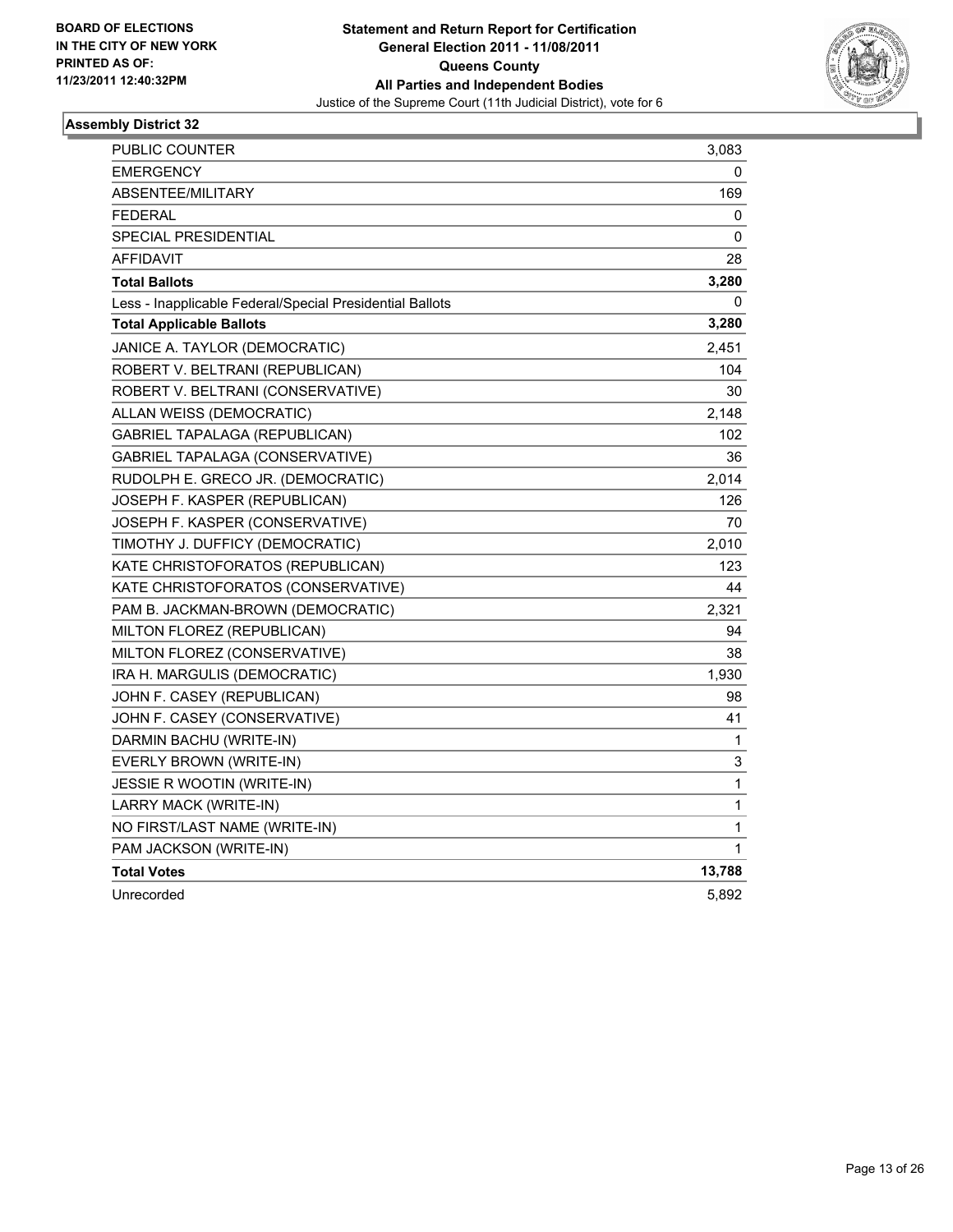**BOARD OF ELECTIONS IN THE CITY OF NEW YORK PRINTED AS OF: 11/23/2011 12:40:32PM**

**Statement and Return Report for Certification**
**General Election 2011 - 11/08/2011**
**Queens County**
**All Parties and Independent Bodies**
Justice of the Supreme Court (11th Judicial District), vote for 6

### Assembly District 32

| | |
|---|---|
| PUBLIC COUNTER | 3,083 |
| EMERGENCY | 0 |
| ABSENTEE/MILITARY | 169 |
| FEDERAL | 0 |
| SPECIAL PRESIDENTIAL | 0 |
| AFFIDAVIT | 28 |
| **Total Ballots** | **3,280** |
| Less - Inapplicable Federal/Special Presidential Ballots | 0 |
| **Total Applicable Ballots** | **3,280** |
| JANICE A. TAYLOR (DEMOCRATIC) | 2,451 |
| ROBERT V. BELTRANI (REPUBLICAN) | 104 |
| ROBERT V. BELTRANI (CONSERVATIVE) | 30 |
| ALLAN WEISS (DEMOCRATIC) | 2,148 |
| GABRIEL TAPALAGA (REPUBLICAN) | 102 |
| GABRIEL TAPALAGA (CONSERVATIVE) | 36 |
| RUDOLPH E. GRECO JR. (DEMOCRATIC) | 2,014 |
| JOSEPH F. KASPER (REPUBLICAN) | 126 |
| JOSEPH F. KASPER (CONSERVATIVE) | 70 |
| TIMOTHY J. DUFFICY (DEMOCRATIC) | 2,010 |
| KATE CHRISTOFORATOS (REPUBLICAN) | 123 |
| KATE CHRISTOFORATOS (CONSERVATIVE) | 44 |
| PAM B. JACKMAN-BROWN (DEMOCRATIC) | 2,321 |
| MILTON FLOREZ (REPUBLICAN) | 94 |
| MILTON FLOREZ (CONSERVATIVE) | 38 |
| IRA H. MARGULIS (DEMOCRATIC) | 1,930 |
| JOHN F. CASEY (REPUBLICAN) | 98 |
| JOHN F. CASEY (CONSERVATIVE) | 41 |
| DARMIN BACHU (WRITE-IN) | 1 |
| EVERLY BROWN (WRITE-IN) | 3 |
| JESSIE R WOOTIN (WRITE-IN) | 1 |
| LARRY MACK (WRITE-IN) | 1 |
| NO FIRST/LAST NAME (WRITE-IN) | 1 |
| PAM JACKSON (WRITE-IN) | 1 |
| **Total Votes** | **13,788** |
| Unrecorded | 5,892 |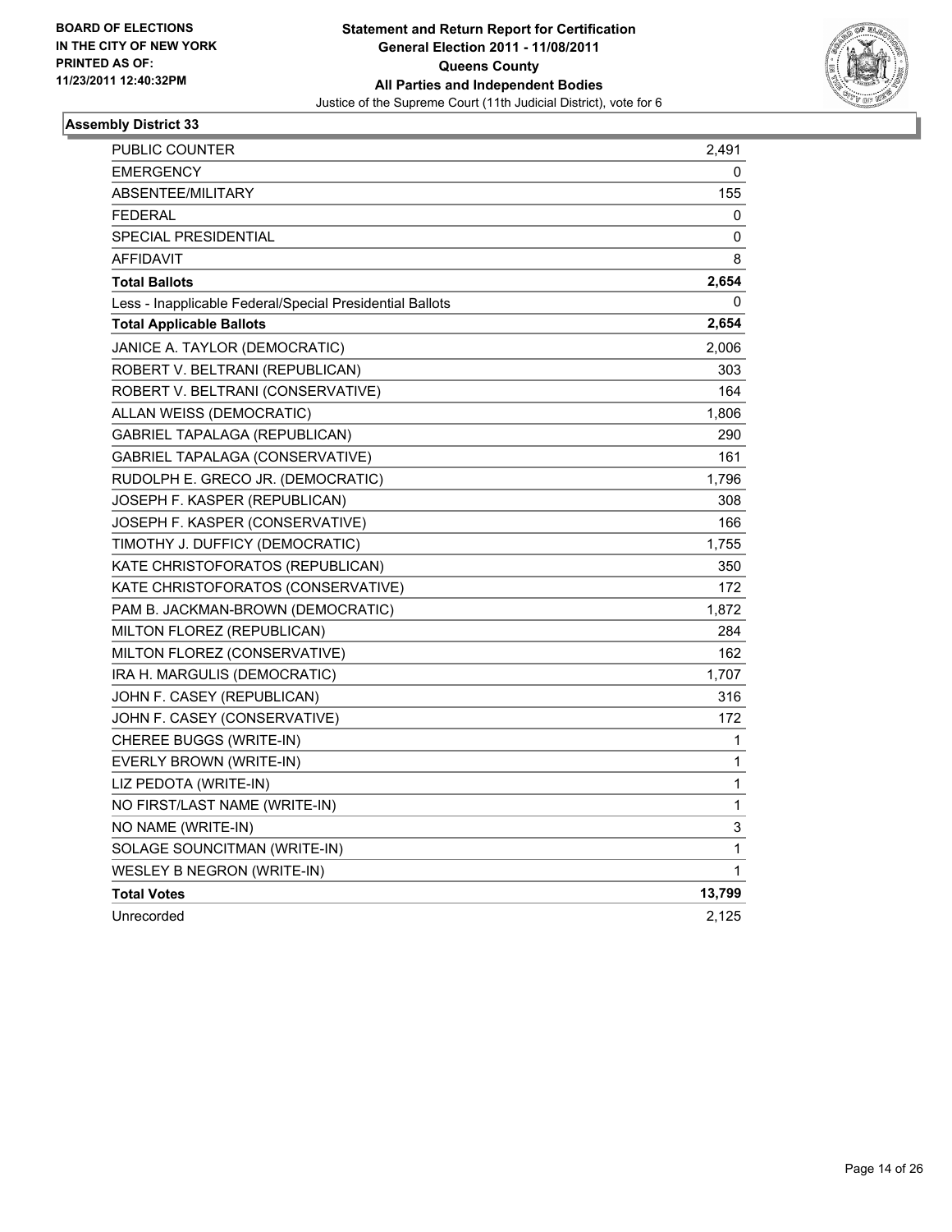BOARD OF ELECTIONS
IN THE CITY OF NEW YORK
PRINTED AS OF:
11/23/2011 12:40:32PM

**Statement and Return Report for Certification**
**General Election 2011 - 11/08/2011**
**Queens County**
**All Parties and Independent Bodies**
Justice of the Supreme Court (11th Judicial District), vote for 6

### Assembly District 33

| | |
|---|---|
| PUBLIC COUNTER | 2,491 |
| EMERGENCY | 0 |
| ABSENTEE/MILITARY | 155 |
| FEDERAL | 0 |
| SPECIAL PRESIDENTIAL | 0 |
| AFFIDAVIT | 8 |
| **Total Ballots** | **2,654** |
| Less - Inapplicable Federal/Special Presidential Ballots | 0 |
| **Total Applicable Ballots** | **2,654** |
| JANICE A. TAYLOR (DEMOCRATIC) | 2,006 |
| ROBERT V. BELTRANI (REPUBLICAN) | 303 |
| ROBERT V. BELTRANI (CONSERVATIVE) | 164 |
| ALLAN WEISS (DEMOCRATIC) | 1,806 |
| GABRIEL TAPALAGA (REPUBLICAN) | 290 |
| GABRIEL TAPALAGA (CONSERVATIVE) | 161 |
| RUDOLPH E. GRECO JR. (DEMOCRATIC) | 1,796 |
| JOSEPH F. KASPER (REPUBLICAN) | 308 |
| JOSEPH F. KASPER (CONSERVATIVE) | 166 |
| TIMOTHY J. DUFFICY (DEMOCRATIC) | 1,755 |
| KATE CHRISTOFORATOS (REPUBLICAN) | 350 |
| KATE CHRISTOFORATOS (CONSERVATIVE) | 172 |
| PAM B. JACKMAN-BROWN (DEMOCRATIC) | 1,872 |
| MILTON FLOREZ (REPUBLICAN) | 284 |
| MILTON FLOREZ (CONSERVATIVE) | 162 |
| IRA H. MARGULIS (DEMOCRATIC) | 1,707 |
| JOHN F. CASEY (REPUBLICAN) | 316 |
| JOHN F. CASEY (CONSERVATIVE) | 172 |
| CHEREE BUGGS (WRITE-IN) | 1 |
| EVERLY BROWN (WRITE-IN) | 1 |
| LIZ PEDOTA (WRITE-IN) | 1 |
| NO FIRST/LAST NAME (WRITE-IN) | 1 |
| NO NAME (WRITE-IN) | 3 |
| SOLAGE SOUNCITMAN (WRITE-IN) | 1 |
| WESLEY B NEGRON (WRITE-IN) | 1 |
| **Total Votes** | **13,799** |
| Unrecorded | 2,125 |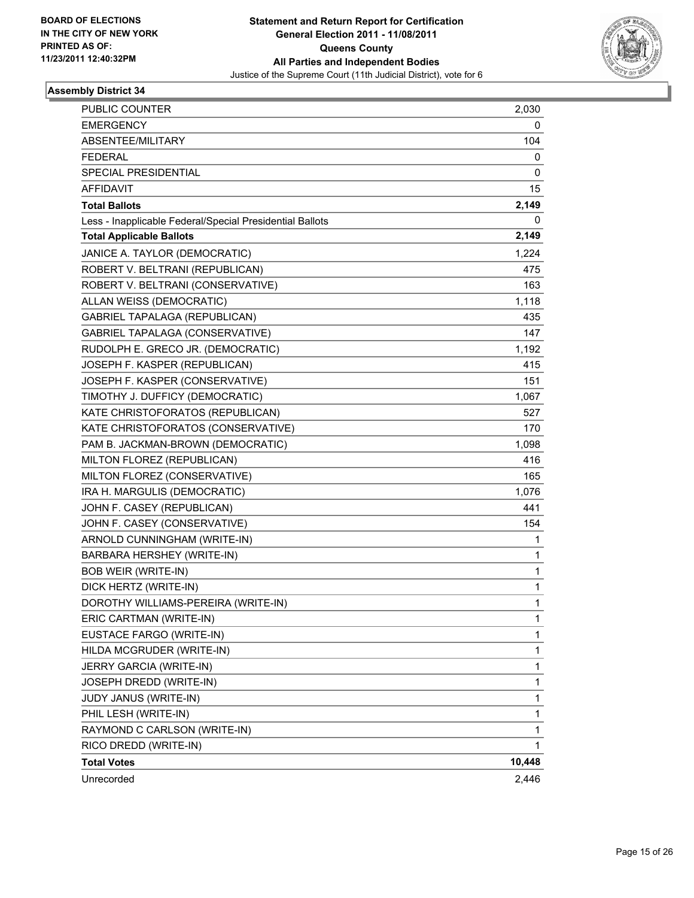BOARD OF ELECTIONS
IN THE CITY OF NEW YORK
PRINTED AS OF:
11/23/2011 12:40:32PM

**Statement and Return Report for Certification**
**General Election 2011 - 11/08/2011**
**Queens County**
**All Parties and Independent Bodies**
Justice of the Supreme Court (11th Judicial District), vote for 6

## Assembly District 34

| | |
|---|---|
| PUBLIC COUNTER | 2,030 |
| EMERGENCY | 0 |
| ABSENTEE/MILITARY | 104 |
| FEDERAL | 0 |
| SPECIAL PRESIDENTIAL | 0 |
| AFFIDAVIT | 15 |
| **Total Ballots** | **2,149** |
| Less - Inapplicable Federal/Special Presidential Ballots | 0 |
| **Total Applicable Ballots** | **2,149** |
| JANICE A. TAYLOR (DEMOCRATIC) | 1,224 |
| ROBERT V. BELTRANI (REPUBLICAN) | 475 |
| ROBERT V. BELTRANI (CONSERVATIVE) | 163 |
| ALLAN WEISS (DEMOCRATIC) | 1,118 |
| GABRIEL TAPALAGA (REPUBLICAN) | 435 |
| GABRIEL TAPALAGA (CONSERVATIVE) | 147 |
| RUDOLPH E. GRECO JR. (DEMOCRATIC) | 1,192 |
| JOSEPH F. KASPER (REPUBLICAN) | 415 |
| JOSEPH F. KASPER (CONSERVATIVE) | 151 |
| TIMOTHY J. DUFFICY (DEMOCRATIC) | 1,067 |
| KATE CHRISTOFORATOS (REPUBLICAN) | 527 |
| KATE CHRISTOFORATOS (CONSERVATIVE) | 170 |
| PAM B. JACKMAN-BROWN (DEMOCRATIC) | 1,098 |
| MILTON FLOREZ (REPUBLICAN) | 416 |
| MILTON FLOREZ (CONSERVATIVE) | 165 |
| IRA H. MARGULIS (DEMOCRATIC) | 1,076 |
| JOHN F. CASEY (REPUBLICAN) | 441 |
| JOHN F. CASEY (CONSERVATIVE) | 154 |
| ARNOLD CUNNINGHAM (WRITE-IN) | 1 |
| BARBARA HERSHEY (WRITE-IN) | 1 |
| BOB WEIR (WRITE-IN) | 1 |
| DICK HERTZ (WRITE-IN) | 1 |
| DOROTHY WILLIAMS-PEREIRA (WRITE-IN) | 1 |
| ERIC CARTMAN (WRITE-IN) | 1 |
| EUSTACE FARGO (WRITE-IN) | 1 |
| HILDA MCGRUDER (WRITE-IN) | 1 |
| JERRY GARCIA (WRITE-IN) | 1 |
| JOSEPH DREDD (WRITE-IN) | 1 |
| JUDY JANUS (WRITE-IN) | 1 |
| PHIL LESH (WRITE-IN) | 1 |
| RAYMOND C CARLSON (WRITE-IN) | 1 |
| RICO DREDD (WRITE-IN) | 1 |
| **Total Votes** | **10,448** |
| Unrecorded | 2,446 |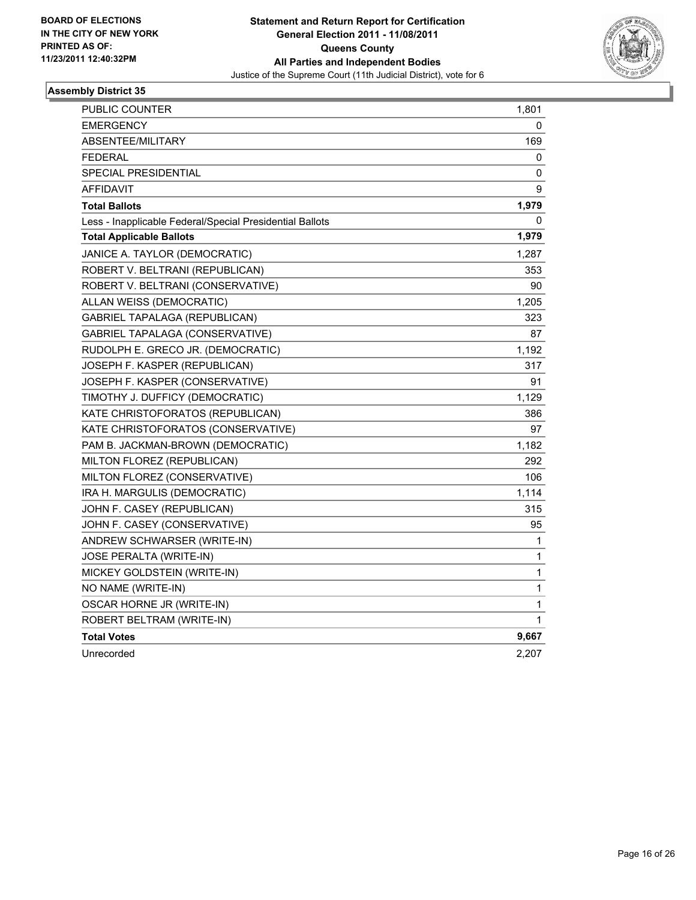BOARD OF ELECTIONS
IN THE CITY OF NEW YORK
PRINTED AS OF:
11/23/2011 12:40:32PM

**Statement and Return Report for Certification**
**General Election 2011 - 11/08/2011**
**Queens County**
**All Parties and Independent Bodies**
Justice of the Supreme Court (11th Judicial District), vote for 6

### Assembly District 35

| | |
|---|---|
| PUBLIC COUNTER | 1,801 |
| EMERGENCY | 0 |
| ABSENTEE/MILITARY | 169 |
| FEDERAL | 0 |
| SPECIAL PRESIDENTIAL | 0 |
| AFFIDAVIT | 9 |
| **Total Ballots** | **1,979** |
| Less - Inapplicable Federal/Special Presidential Ballots | 0 |
| **Total Applicable Ballots** | **1,979** |
| JANICE A. TAYLOR (DEMOCRATIC) | 1,287 |
| ROBERT V. BELTRANI (REPUBLICAN) | 353 |
| ROBERT V. BELTRANI (CONSERVATIVE) | 90 |
| ALLAN WEISS (DEMOCRATIC) | 1,205 |
| GABRIEL TAPALAGA (REPUBLICAN) | 323 |
| GABRIEL TAPALAGA (CONSERVATIVE) | 87 |
| RUDOLPH E. GRECO JR. (DEMOCRATIC) | 1,192 |
| JOSEPH F. KASPER (REPUBLICAN) | 317 |
| JOSEPH F. KASPER (CONSERVATIVE) | 91 |
| TIMOTHY J. DUFFICY (DEMOCRATIC) | 1,129 |
| KATE CHRISTOFORATOS (REPUBLICAN) | 386 |
| KATE CHRISTOFORATOS (CONSERVATIVE) | 97 |
| PAM B. JACKMAN-BROWN (DEMOCRATIC) | 1,182 |
| MILTON FLOREZ (REPUBLICAN) | 292 |
| MILTON FLOREZ (CONSERVATIVE) | 106 |
| IRA H. MARGULIS (DEMOCRATIC) | 1,114 |
| JOHN F. CASEY (REPUBLICAN) | 315 |
| JOHN F. CASEY (CONSERVATIVE) | 95 |
| ANDREW SCHWARSER (WRITE-IN) | 1 |
| JOSE PERALTA (WRITE-IN) | 1 |
| MICKEY GOLDSTEIN (WRITE-IN) | 1 |
| NO NAME (WRITE-IN) | 1 |
| OSCAR HORNE JR (WRITE-IN) | 1 |
| ROBERT BELTRAM (WRITE-IN) | 1 |
| **Total Votes** | **9,667** |
| Unrecorded | 2,207 |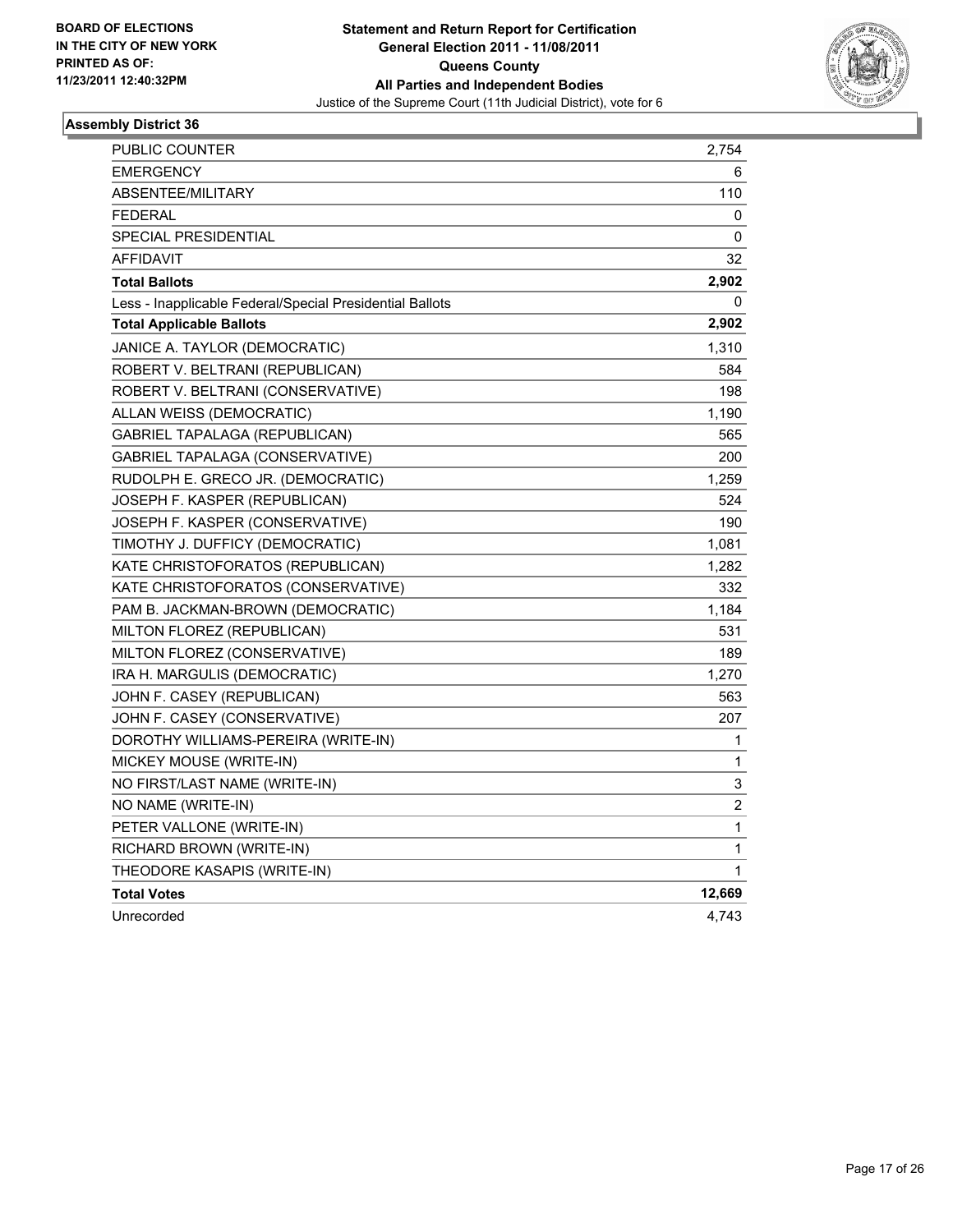**BOARD OF ELECTIONS IN THE CITY OF NEW YORK PRINTED AS OF: 11/23/2011 12:40:32PM**

**Statement and Return Report for Certification General Election 2011 - 11/08/2011 Queens County All Parties and Independent Bodies**

Justice of the Supreme Court (11th Judicial District), vote for 6

### Assembly District 36

| | |
|---|---|
| PUBLIC COUNTER | 2,754 |
| EMERGENCY | 6 |
| ABSENTEE/MILITARY | 110 |
| FEDERAL | 0 |
| SPECIAL PRESIDENTIAL | 0 |
| AFFIDAVIT | 32 |
| **Total Ballots** | **2,902** |
| Less - Inapplicable Federal/Special Presidential Ballots | 0 |
| **Total Applicable Ballots** | **2,902** |
| JANICE A. TAYLOR (DEMOCRATIC) | 1,310 |
| ROBERT V. BELTRANI (REPUBLICAN) | 584 |
| ROBERT V. BELTRANI (CONSERVATIVE) | 198 |
| ALLAN WEISS (DEMOCRATIC) | 1,190 |
| GABRIEL TAPALAGA (REPUBLICAN) | 565 |
| GABRIEL TAPALAGA (CONSERVATIVE) | 200 |
| RUDOLPH E. GRECO JR. (DEMOCRATIC) | 1,259 |
| JOSEPH F. KASPER (REPUBLICAN) | 524 |
| JOSEPH F. KASPER (CONSERVATIVE) | 190 |
| TIMOTHY J. DUFFICY (DEMOCRATIC) | 1,081 |
| KATE CHRISTOFORATOS (REPUBLICAN) | 1,282 |
| KATE CHRISTOFORATOS (CONSERVATIVE) | 332 |
| PAM B. JACKMAN-BROWN (DEMOCRATIC) | 1,184 |
| MILTON FLOREZ (REPUBLICAN) | 531 |
| MILTON FLOREZ (CONSERVATIVE) | 189 |
| IRA H. MARGULIS (DEMOCRATIC) | 1,270 |
| JOHN F. CASEY (REPUBLICAN) | 563 |
| JOHN F. CASEY (CONSERVATIVE) | 207 |
| DOROTHY WILLIAMS-PEREIRA (WRITE-IN) | 1 |
| MICKEY MOUSE (WRITE-IN) | 1 |
| NO FIRST/LAST NAME (WRITE-IN) | 3 |
| NO NAME (WRITE-IN) | 2 |
| PETER VALLONE (WRITE-IN) | 1 |
| RICHARD BROWN (WRITE-IN) | 1 |
| THEODORE KASAPIS (WRITE-IN) | 1 |
| **Total Votes** | **12,669** |
| Unrecorded | 4,743 |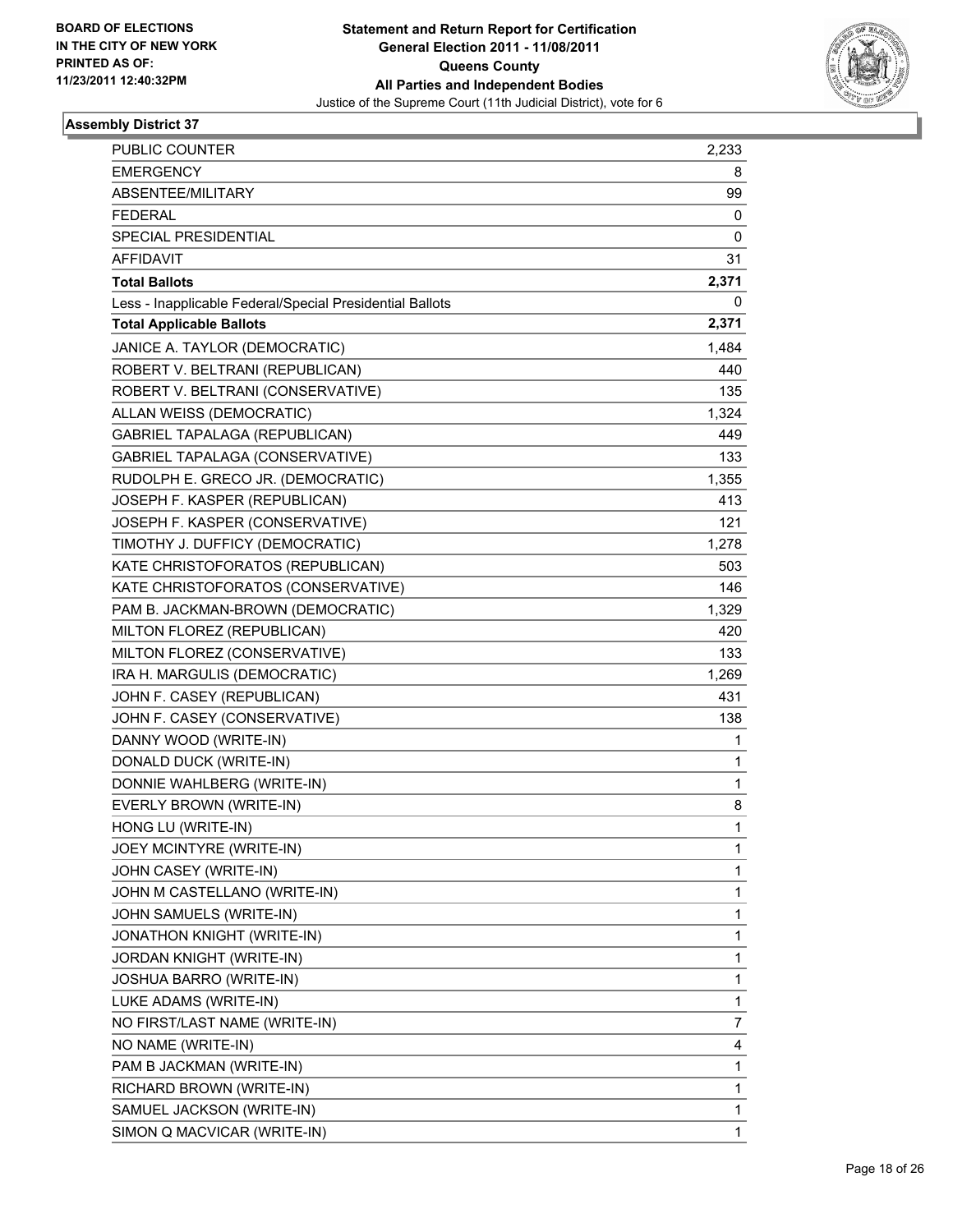**BOARD OF ELECTIONS IN THE CITY OF NEW YORK PRINTED AS OF: 11/23/2011 12:40:32PM**

**Statement and Return Report for Certification**
**General Election 2011 - 11/08/2011**
**Queens County**
**All Parties and Independent Bodies**
Justice of the Supreme Court (11th Judicial District), vote for 6

## Assembly District 37

| | |
|---|---|
| PUBLIC COUNTER | 2,233 |
| EMERGENCY | 8 |
| ABSENTEE/MILITARY | 99 |
| FEDERAL | 0 |
| SPECIAL PRESIDENTIAL | 0 |
| AFFIDAVIT | 31 |
| **Total Ballots** | **2,371** |
| Less - Inapplicable Federal/Special Presidential Ballots | 0 |
| **Total Applicable Ballots** | **2,371** |
| JANICE A. TAYLOR (DEMOCRATIC) | 1,484 |
| ROBERT V. BELTRANI (REPUBLICAN) | 440 |
| ROBERT V. BELTRANI (CONSERVATIVE) | 135 |
| ALLAN WEISS (DEMOCRATIC) | 1,324 |
| GABRIEL TAPALAGA (REPUBLICAN) | 449 |
| GABRIEL TAPALAGA (CONSERVATIVE) | 133 |
| RUDOLPH E. GRECO JR. (DEMOCRATIC) | 1,355 |
| JOSEPH F. KASPER (REPUBLICAN) | 413 |
| JOSEPH F. KASPER (CONSERVATIVE) | 121 |
| TIMOTHY J. DUFFICY (DEMOCRATIC) | 1,278 |
| KATE CHRISTOFORATOS (REPUBLICAN) | 503 |
| KATE CHRISTOFORATOS (CONSERVATIVE) | 146 |
| PAM B. JACKMAN-BROWN (DEMOCRATIC) | 1,329 |
| MILTON FLOREZ (REPUBLICAN) | 420 |
| MILTON FLOREZ (CONSERVATIVE) | 133 |
| IRA H. MARGULIS (DEMOCRATIC) | 1,269 |
| JOHN F. CASEY (REPUBLICAN) | 431 |
| JOHN F. CASEY (CONSERVATIVE) | 138 |
| DANNY WOOD (WRITE-IN) | 1 |
| DONALD DUCK (WRITE-IN) | 1 |
| DONNIE WAHLBERG (WRITE-IN) | 1 |
| EVERLY BROWN (WRITE-IN) | 8 |
| HONG LU (WRITE-IN) | 1 |
| JOEY MCINTYRE (WRITE-IN) | 1 |
| JOHN CASEY (WRITE-IN) | 1 |
| JOHN M CASTELLANO (WRITE-IN) | 1 |
| JOHN SAMUELS (WRITE-IN) | 1 |
| JONATHON KNIGHT (WRITE-IN) | 1 |
| JORDAN KNIGHT (WRITE-IN) | 1 |
| JOSHUA BARRO (WRITE-IN) | 1 |
| LUKE ADAMS (WRITE-IN) | 1 |
| NO FIRST/LAST NAME (WRITE-IN) | 7 |
| NO NAME (WRITE-IN) | 4 |
| PAM B JACKMAN (WRITE-IN) | 1 |
| RICHARD BROWN (WRITE-IN) | 1 |
| SAMUEL JACKSON (WRITE-IN) | 1 |
| SIMON Q MACVICAR (WRITE-IN) | 1 |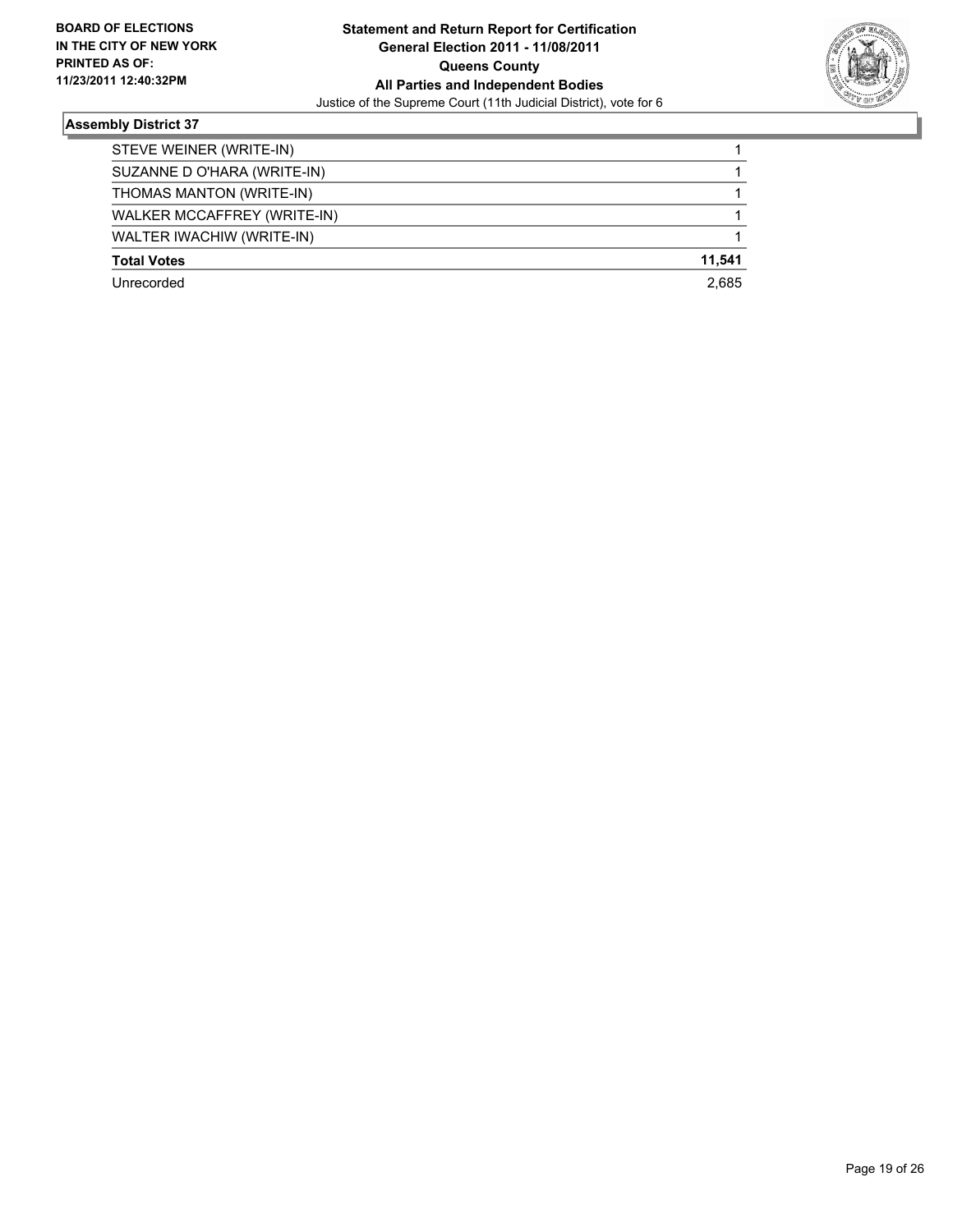**BOARD OF ELECTIONS IN THE CITY OF NEW YORK PRINTED AS OF: 11/23/2011 12:40:32PM**

**Statement and Return Report for Certification General Election 2011 - 11/08/2011 Queens County All Parties and Independent Bodies**

Justice of the Supreme Court (11th Judicial District), vote for 6

## Assembly District 37

| | |
|---|---|
| STEVE WEINER (WRITE-IN) | 1 |
| SUZANNE D O'HARA (WRITE-IN) | 1 |
| THOMAS MANTON (WRITE-IN) | 1 |
| WALKER MCCAFFREY (WRITE-IN) | 1 |
| WALTER IWACHIW (WRITE-IN) | 1 |
| **Total Votes** | **11,541** |
| Unrecorded | 2,685 |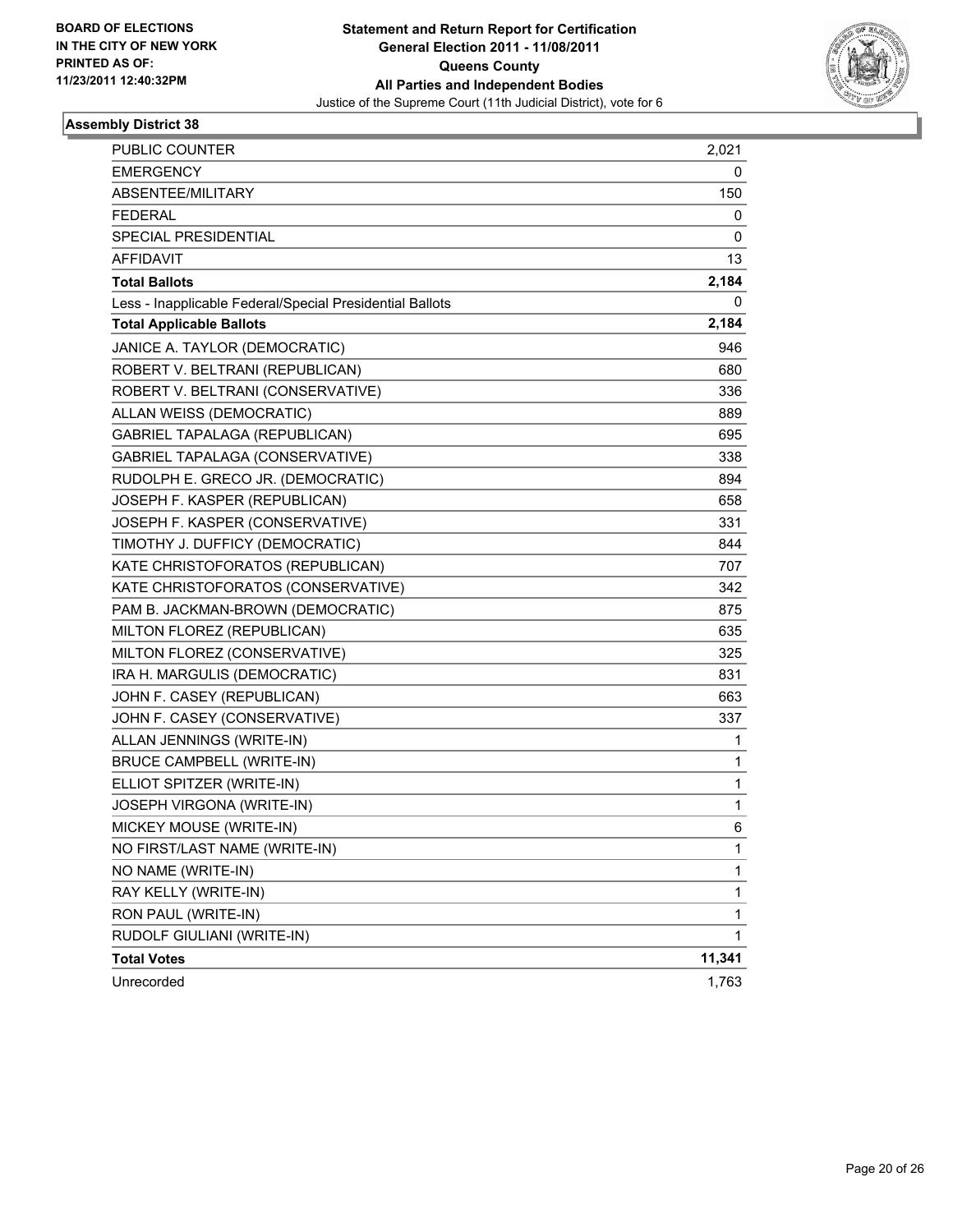BOARD OF ELECTIONS
IN THE CITY OF NEW YORK
PRINTED AS OF:
11/23/2011 12:40:32PM

**Statement and Return Report for Certification**
**General Election 2011 - 11/08/2011**
**Queens County**
**All Parties and Independent Bodies**
Justice of the Supreme Court (11th Judicial District), vote for 6

### Assembly District 38

| | |
|---|---|
| PUBLIC COUNTER | 2,021 |
| EMERGENCY | 0 |
| ABSENTEE/MILITARY | 150 |
| FEDERAL | 0 |
| SPECIAL PRESIDENTIAL | 0 |
| AFFIDAVIT | 13 |
| **Total Ballots** | **2,184** |
| Less - Inapplicable Federal/Special Presidential Ballots | 0 |
| **Total Applicable Ballots** | **2,184** |
| JANICE A. TAYLOR (DEMOCRATIC) | 946 |
| ROBERT V. BELTRANI (REPUBLICAN) | 680 |
| ROBERT V. BELTRANI (CONSERVATIVE) | 336 |
| ALLAN WEISS (DEMOCRATIC) | 889 |
| GABRIEL TAPALAGA (REPUBLICAN) | 695 |
| GABRIEL TAPALAGA (CONSERVATIVE) | 338 |
| RUDOLPH E. GRECO JR. (DEMOCRATIC) | 894 |
| JOSEPH F. KASPER (REPUBLICAN) | 658 |
| JOSEPH F. KASPER (CONSERVATIVE) | 331 |
| TIMOTHY J. DUFFICY (DEMOCRATIC) | 844 |
| KATE CHRISTOFORATOS (REPUBLICAN) | 707 |
| KATE CHRISTOFORATOS (CONSERVATIVE) | 342 |
| PAM B. JACKMAN-BROWN (DEMOCRATIC) | 875 |
| MILTON FLOREZ (REPUBLICAN) | 635 |
| MILTON FLOREZ (CONSERVATIVE) | 325 |
| IRA H. MARGULIS (DEMOCRATIC) | 831 |
| JOHN F. CASEY (REPUBLICAN) | 663 |
| JOHN F. CASEY (CONSERVATIVE) | 337 |
| ALLAN JENNINGS (WRITE-IN) | 1 |
| BRUCE CAMPBELL (WRITE-IN) | 1 |
| ELLIOT SPITZER (WRITE-IN) | 1 |
| JOSEPH VIRGONA (WRITE-IN) | 1 |
| MICKEY MOUSE (WRITE-IN) | 6 |
| NO FIRST/LAST NAME (WRITE-IN) | 1 |
| NO NAME (WRITE-IN) | 1 |
| RAY KELLY (WRITE-IN) | 1 |
| RON PAUL (WRITE-IN) | 1 |
| RUDOLF GIULIANI (WRITE-IN) | 1 |
| **Total Votes** | **11,341** |
| Unrecorded | 1,763 |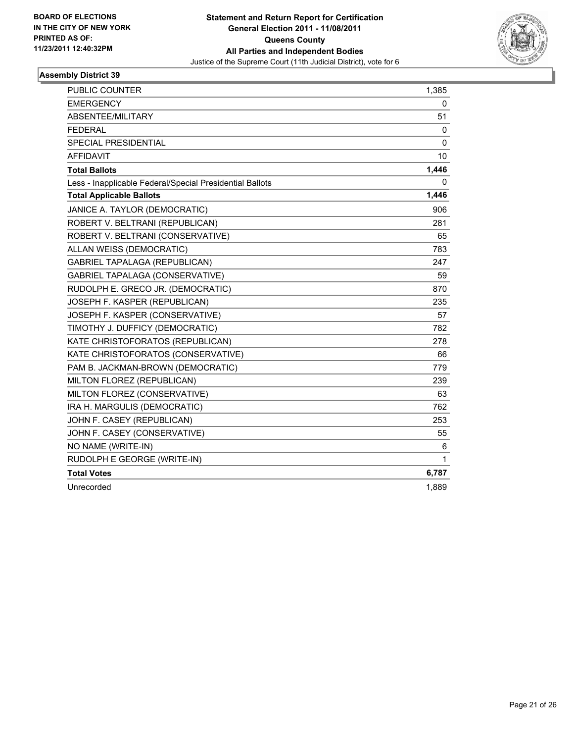BOARD OF ELECTIONS
IN THE CITY OF NEW YORK
PRINTED AS OF:
11/23/2011 12:40:32PM

**Statement and Return Report for Certification**
**General Election 2011 - 11/08/2011**
**Queens County**
**All Parties and Independent Bodies**
Justice of the Supreme Court (11th Judicial District), vote for 6

### Assembly District 39

| | |
|---|---|
| PUBLIC COUNTER | 1,385 |
| EMERGENCY | 0 |
| ABSENTEE/MILITARY | 51 |
| FEDERAL | 0 |
| SPECIAL PRESIDENTIAL | 0 |
| AFFIDAVIT | 10 |
| **Total Ballots** | **1,446** |
| Less - Inapplicable Federal/Special Presidential Ballots | 0 |
| **Total Applicable Ballots** | **1,446** |
| JANICE A. TAYLOR (DEMOCRATIC) | 906 |
| ROBERT V. BELTRANI (REPUBLICAN) | 281 |
| ROBERT V. BELTRANI (CONSERVATIVE) | 65 |
| ALLAN WEISS (DEMOCRATIC) | 783 |
| GABRIEL TAPALAGA (REPUBLICAN) | 247 |
| GABRIEL TAPALAGA (CONSERVATIVE) | 59 |
| RUDOLPH E. GRECO JR. (DEMOCRATIC) | 870 |
| JOSEPH F. KASPER (REPUBLICAN) | 235 |
| JOSEPH F. KASPER (CONSERVATIVE) | 57 |
| TIMOTHY J. DUFFICY (DEMOCRATIC) | 782 |
| KATE CHRISTOFORATOS (REPUBLICAN) | 278 |
| KATE CHRISTOFORATOS (CONSERVATIVE) | 66 |
| PAM B. JACKMAN-BROWN (DEMOCRATIC) | 779 |
| MILTON FLOREZ (REPUBLICAN) | 239 |
| MILTON FLOREZ (CONSERVATIVE) | 63 |
| IRA H. MARGULIS (DEMOCRATIC) | 762 |
| JOHN F. CASEY (REPUBLICAN) | 253 |
| JOHN F. CASEY (CONSERVATIVE) | 55 |
| NO NAME (WRITE-IN) | 6 |
| RUDOLPH E GEORGE (WRITE-IN) | 1 |
| **Total Votes** | **6,787** |
| Unrecorded | 1,889 |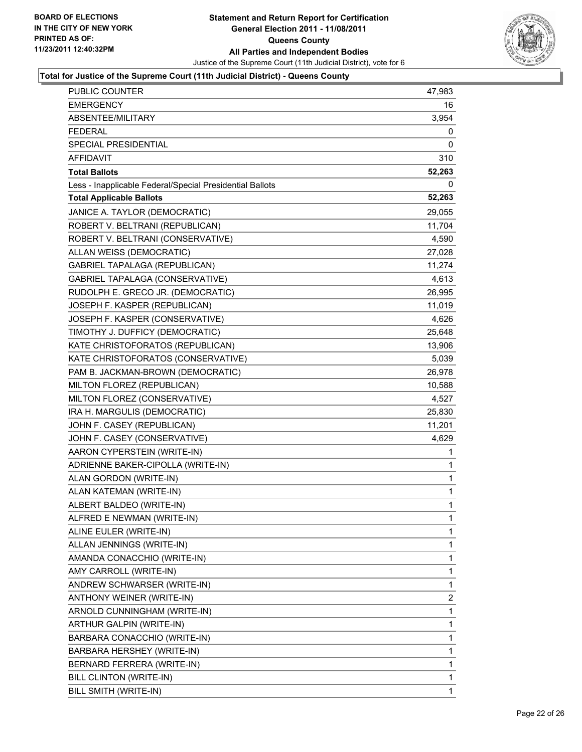BOARD OF ELECTIONS
IN THE CITY OF NEW YORK
PRINTED AS OF:
11/23/2011 12:40:32PM

**Statement and Return Report for Certification**
**General Election 2011 - 11/08/2011**
**Queens County**
**All Parties and Independent Bodies**
Justice of the Supreme Court (11th Judicial District), vote for 6

### Total for Justice of the Supreme Court (11th Judicial District) - Queens County

| | |
|---|---|
| PUBLIC COUNTER | 47,983 |
| EMERGENCY | 16 |
| ABSENTEE/MILITARY | 3,954 |
| FEDERAL | 0 |
| SPECIAL PRESIDENTIAL | 0 |
| AFFIDAVIT | 310 |
| **Total Ballots** | **52,263** |
| Less - Inapplicable Federal/Special Presidential Ballots | 0 |
| **Total Applicable Ballots** | **52,263** |
| JANICE A. TAYLOR (DEMOCRATIC) | 29,055 |
| ROBERT V. BELTRANI (REPUBLICAN) | 11,704 |
| ROBERT V. BELTRANI (CONSERVATIVE) | 4,590 |
| ALLAN WEISS (DEMOCRATIC) | 27,028 |
| GABRIEL TAPALAGA (REPUBLICAN) | 11,274 |
| GABRIEL TAPALAGA (CONSERVATIVE) | 4,613 |
| RUDOLPH E. GRECO JR. (DEMOCRATIC) | 26,995 |
| JOSEPH F. KASPER (REPUBLICAN) | 11,019 |
| JOSEPH F. KASPER (CONSERVATIVE) | 4,626 |
| TIMOTHY J. DUFFICY (DEMOCRATIC) | 25,648 |
| KATE CHRISTOFORATOS (REPUBLICAN) | 13,906 |
| KATE CHRISTOFORATOS (CONSERVATIVE) | 5,039 |
| PAM B. JACKMAN-BROWN (DEMOCRATIC) | 26,978 |
| MILTON FLOREZ (REPUBLICAN) | 10,588 |
| MILTON FLOREZ (CONSERVATIVE) | 4,527 |
| IRA H. MARGULIS (DEMOCRATIC) | 25,830 |
| JOHN F. CASEY (REPUBLICAN) | 11,201 |
| JOHN F. CASEY (CONSERVATIVE) | 4,629 |
| AARON CYPERSTEIN (WRITE-IN) | 1 |
| ADRIENNE BAKER-CIPOLLA (WRITE-IN) | 1 |
| ALAN GORDON (WRITE-IN) | 1 |
| ALAN KATEMAN (WRITE-IN) | 1 |
| ALBERT BALDEO (WRITE-IN) | 1 |
| ALFRED E NEWMAN (WRITE-IN) | 1 |
| ALINE EULER (WRITE-IN) | 1 |
| ALLAN JENNINGS (WRITE-IN) | 1 |
| AMANDA CONACCHIO (WRITE-IN) | 1 |
| AMY CARROLL (WRITE-IN) | 1 |
| ANDREW SCHWARSER (WRITE-IN) | 1 |
| ANTHONY WEINER (WRITE-IN) | 2 |
| ARNOLD CUNNINGHAM (WRITE-IN) | 1 |
| ARTHUR GALPIN (WRITE-IN) | 1 |
| BARBARA CONACCHIO (WRITE-IN) | 1 |
| BARBARA HERSHEY (WRITE-IN) | 1 |
| BERNARD FERRERA (WRITE-IN) | 1 |
| BILL CLINTON (WRITE-IN) | 1 |
| BILL SMITH (WRITE-IN) | 1 |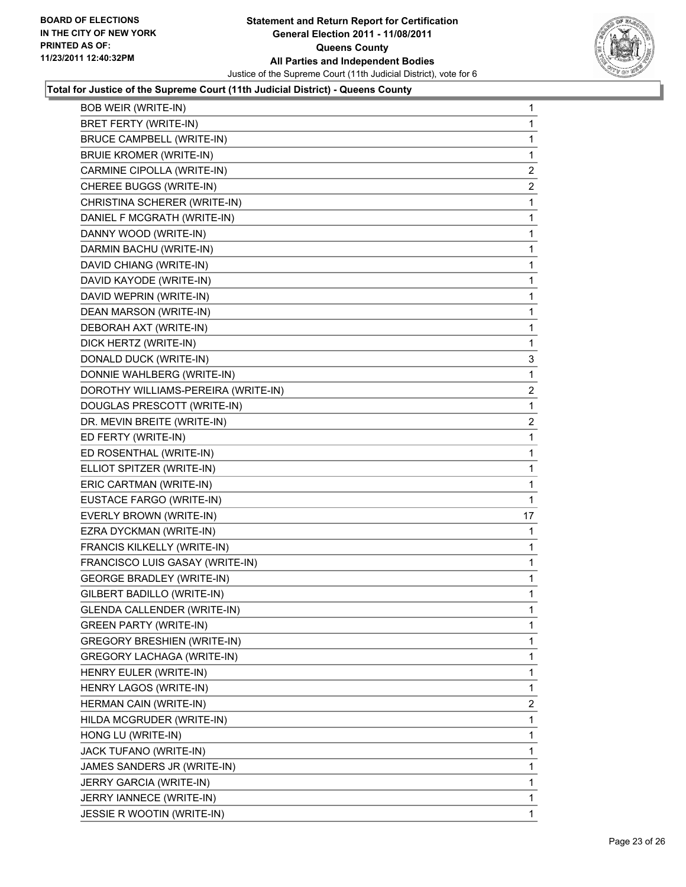**BOARD OF ELECTIONS IN THE CITY OF NEW YORK PRINTED AS OF: 11/23/2011 12:40:32PM**

**Statement and Return Report for Certification General Election 2011 - 11/08/2011 Queens County All Parties and Independent Bodies**

Justice of the Supreme Court (11th Judicial District), vote for 6

### Total for Justice of the Supreme Court (11th Judicial District) - Queens County

| | |
|---|---|
| BOB WEIR (WRITE-IN) | 1 |
| BRET FERTY (WRITE-IN) | 1 |
| BRUCE CAMPBELL (WRITE-IN) | 1 |
| BRUIE KROMER (WRITE-IN) | 1 |
| CARMINE CIPOLLA (WRITE-IN) | 2 |
| CHEREE BUGGS (WRITE-IN) | 2 |
| CHRISTINA SCHERER (WRITE-IN) | 1 |
| DANIEL F MCGRATH (WRITE-IN) | 1 |
| DANNY WOOD (WRITE-IN) | 1 |
| DARMIN BACHU (WRITE-IN) | 1 |
| DAVID CHIANG (WRITE-IN) | 1 |
| DAVID KAYODE (WRITE-IN) | 1 |
| DAVID WEPRIN (WRITE-IN) | 1 |
| DEAN MARSON (WRITE-IN) | 1 |
| DEBORAH AXT (WRITE-IN) | 1 |
| DICK HERTZ (WRITE-IN) | 1 |
| DONALD DUCK (WRITE-IN) | 3 |
| DONNIE WAHLBERG (WRITE-IN) | 1 |
| DOROTHY WILLIAMS-PEREIRA (WRITE-IN) | 2 |
| DOUGLAS PRESCOTT (WRITE-IN) | 1 |
| DR. MEVIN BREITE (WRITE-IN) | 2 |
| ED FERTY (WRITE-IN) | 1 |
| ED ROSENTHAL (WRITE-IN) | 1 |
| ELLIOT SPITZER (WRITE-IN) | 1 |
| ERIC CARTMAN (WRITE-IN) | 1 |
| EUSTACE FARGO (WRITE-IN) | 1 |
| EVERLY BROWN (WRITE-IN) | 17 |
| EZRA DYCKMAN (WRITE-IN) | 1 |
| FRANCIS KILKELLY (WRITE-IN) | 1 |
| FRANCISCO LUIS GASAY (WRITE-IN) | 1 |
| GEORGE BRADLEY (WRITE-IN) | 1 |
| GILBERT BADILLO (WRITE-IN) | 1 |
| GLENDA CALLENDER (WRITE-IN) | 1 |
| GREEN PARTY (WRITE-IN) | 1 |
| GREGORY BRESHIEN (WRITE-IN) | 1 |
| GREGORY LACHAGA (WRITE-IN) | 1 |
| HENRY EULER (WRITE-IN) | 1 |
| HENRY LAGOS (WRITE-IN) | 1 |
| HERMAN CAIN (WRITE-IN) | 2 |
| HILDA MCGRUDER (WRITE-IN) | 1 |
| HONG LU (WRITE-IN) | 1 |
| JACK TUFANO (WRITE-IN) | 1 |
| JAMES SANDERS JR (WRITE-IN) | 1 |
| JERRY GARCIA (WRITE-IN) | 1 |
| JERRY IANNECE (WRITE-IN) | 1 |
| JESSIE R WOOTIN (WRITE-IN) | 1 |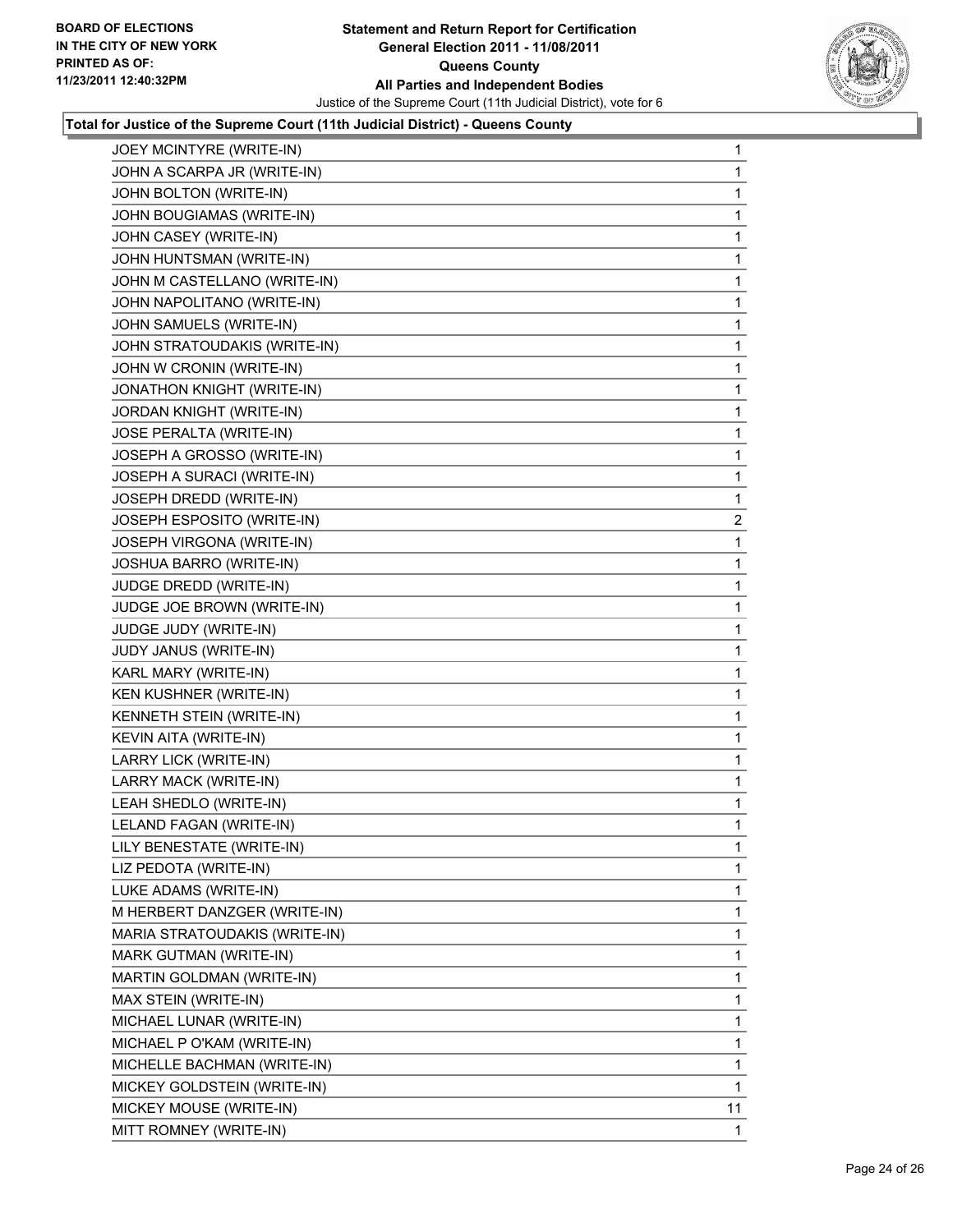**Statement and Return Report for Certification**
**General Election 2011 - 11/08/2011**
**Queens County**
**All Parties and Independent Bodies**
Justice of the Supreme Court (11th Judicial District), vote for 6

BOARD OF ELECTIONS
IN THE CITY OF NEW YORK
PRINTED AS OF:
11/23/2011 12:40:32PM

**Total for Justice of the Supreme Court (11th Judicial District) - Queens County**

| | |
|---|---|
| JOEY MCINTYRE (WRITE-IN) | 1 |
| JOHN A SCARPA JR (WRITE-IN) | 1 |
| JOHN BOLTON (WRITE-IN) | 1 |
| JOHN BOUGIAMAS (WRITE-IN) | 1 |
| JOHN CASEY (WRITE-IN) | 1 |
| JOHN HUNTSMAN (WRITE-IN) | 1 |
| JOHN M CASTELLANO (WRITE-IN) | 1 |
| JOHN NAPOLITANO (WRITE-IN) | 1 |
| JOHN SAMUELS (WRITE-IN) | 1 |
| JOHN STRATOUDAKIS (WRITE-IN) | 1 |
| JOHN W CRONIN (WRITE-IN) | 1 |
| JONATHON KNIGHT (WRITE-IN) | 1 |
| JORDAN KNIGHT (WRITE-IN) | 1 |
| JOSE PERALTA (WRITE-IN) | 1 |
| JOSEPH A GROSSO (WRITE-IN) | 1 |
| JOSEPH A SURACI (WRITE-IN) | 1 |
| JOSEPH DREDD (WRITE-IN) | 1 |
| JOSEPH ESPOSITO (WRITE-IN) | 2 |
| JOSEPH VIRGONA (WRITE-IN) | 1 |
| JOSHUA BARRO (WRITE-IN) | 1 |
| JUDGE DREDD (WRITE-IN) | 1 |
| JUDGE JOE BROWN (WRITE-IN) | 1 |
| JUDGE JUDY (WRITE-IN) | 1 |
| JUDY JANUS (WRITE-IN) | 1 |
| KARL MARY (WRITE-IN) | 1 |
| KEN KUSHNER (WRITE-IN) | 1 |
| KENNETH STEIN (WRITE-IN) | 1 |
| KEVIN AITA (WRITE-IN) | 1 |
| LARRY LICK (WRITE-IN) | 1 |
| LARRY MACK (WRITE-IN) | 1 |
| LEAH SHEDLO (WRITE-IN) | 1 |
| LELAND FAGAN (WRITE-IN) | 1 |
| LILY BENESTATE (WRITE-IN) | 1 |
| LIZ PEDOTA (WRITE-IN) | 1 |
| LUKE ADAMS (WRITE-IN) | 1 |
| M HERBERT DANZGER (WRITE-IN) | 1 |
| MARIA STRATOUDAKIS (WRITE-IN) | 1 |
| MARK GUTMAN (WRITE-IN) | 1 |
| MARTIN GOLDMAN (WRITE-IN) | 1 |
| MAX STEIN (WRITE-IN) | 1 |
| MICHAEL LUNAR (WRITE-IN) | 1 |
| MICHAEL P O'KAM (WRITE-IN) | 1 |
| MICHELLE BACHMAN (WRITE-IN) | 1 |
| MICKEY GOLDSTEIN (WRITE-IN) | 1 |
| MICKEY MOUSE (WRITE-IN) | 11 |
| MITT ROMNEY (WRITE-IN) | 1 |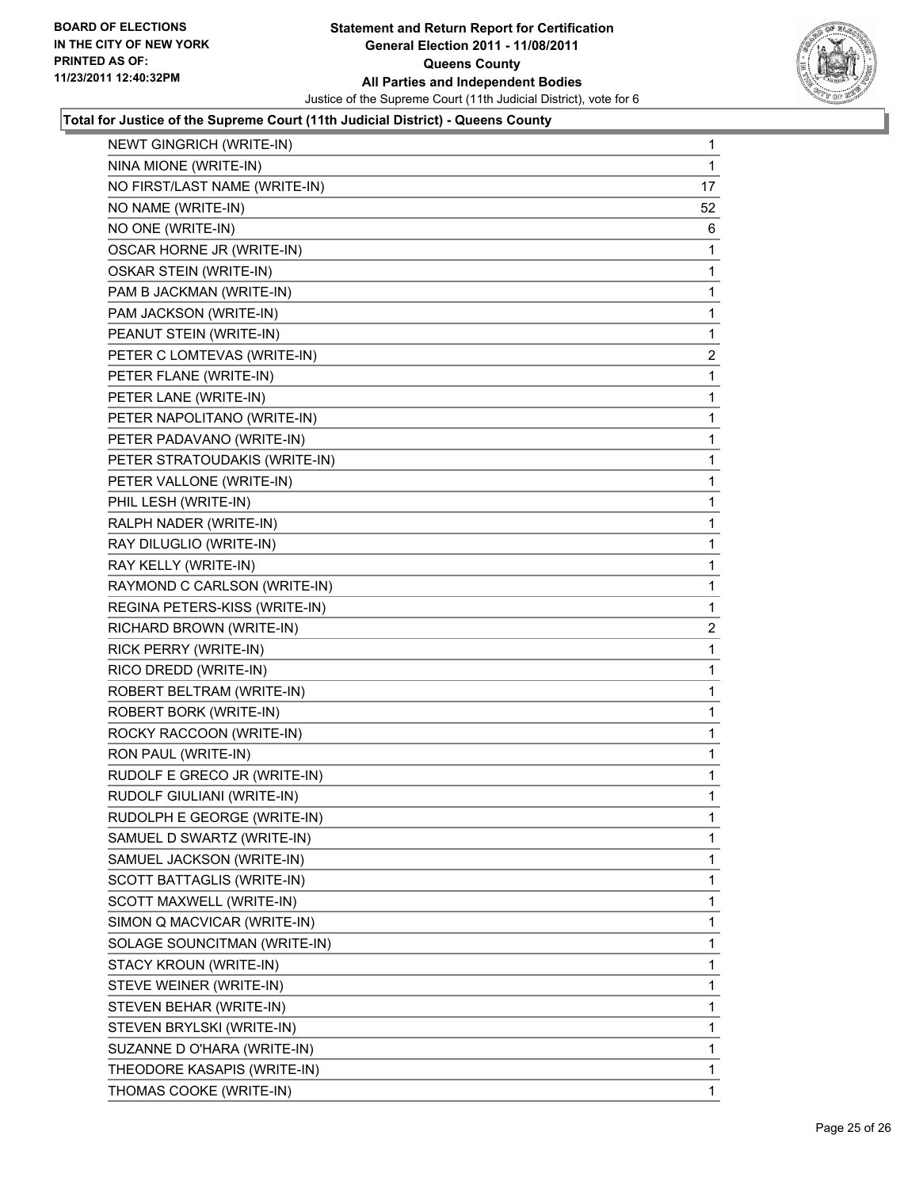BOARD OF ELECTIONS
IN THE CITY OF NEW YORK
PRINTED AS OF:
11/23/2011 12:40:32PM

**Statement and Return Report for Certification**
**General Election 2011 - 11/08/2011**
**Queens County**
**All Parties and Independent Bodies**
Justice of the Supreme Court (11th Judicial District), vote for 6

**Total for Justice of the Supreme Court (11th Judicial District) - Queens County**

| | |
|---|---|
| NEWT GINGRICH (WRITE-IN) | 1 |
| NINA MIONE (WRITE-IN) | 1 |
| NO FIRST/LAST NAME (WRITE-IN) | 17 |
| NO NAME (WRITE-IN) | 52 |
| NO ONE (WRITE-IN) | 6 |
| OSCAR HORNE JR (WRITE-IN) | 1 |
| OSKAR STEIN (WRITE-IN) | 1 |
| PAM B JACKMAN (WRITE-IN) | 1 |
| PAM JACKSON (WRITE-IN) | 1 |
| PEANUT STEIN (WRITE-IN) | 1 |
| PETER C LOMTEVAS (WRITE-IN) | 2 |
| PETER FLANE (WRITE-IN) | 1 |
| PETER LANE (WRITE-IN) | 1 |
| PETER NAPOLITANO (WRITE-IN) | 1 |
| PETER PADAVANO (WRITE-IN) | 1 |
| PETER STRATOUDAKIS (WRITE-IN) | 1 |
| PETER VALLONE (WRITE-IN) | 1 |
| PHIL LESH (WRITE-IN) | 1 |
| RALPH NADER (WRITE-IN) | 1 |
| RAY DILUGLIO (WRITE-IN) | 1 |
| RAY KELLY (WRITE-IN) | 1 |
| RAYMOND C CARLSON (WRITE-IN) | 1 |
| REGINA PETERS-KISS (WRITE-IN) | 1 |
| RICHARD BROWN (WRITE-IN) | 2 |
| RICK PERRY (WRITE-IN) | 1 |
| RICO DREDD (WRITE-IN) | 1 |
| ROBERT BELTRAM (WRITE-IN) | 1 |
| ROBERT BORK (WRITE-IN) | 1 |
| ROCKY RACCOON (WRITE-IN) | 1 |
| RON PAUL (WRITE-IN) | 1 |
| RUDOLF E GRECO JR (WRITE-IN) | 1 |
| RUDOLF GIULIANI (WRITE-IN) | 1 |
| RUDOLPH E GEORGE (WRITE-IN) | 1 |
| SAMUEL D SWARTZ (WRITE-IN) | 1 |
| SAMUEL JACKSON (WRITE-IN) | 1 |
| SCOTT BATTAGLIS (WRITE-IN) | 1 |
| SCOTT MAXWELL (WRITE-IN) | 1 |
| SIMON Q MACVICAR (WRITE-IN) | 1 |
| SOLAGE SOUNCITMAN (WRITE-IN) | 1 |
| STACY KROUN (WRITE-IN) | 1 |
| STEVE WEINER (WRITE-IN) | 1 |
| STEVEN BEHAR (WRITE-IN) | 1 |
| STEVEN BRYLSKI (WRITE-IN) | 1 |
| SUZANNE D O'HARA (WRITE-IN) | 1 |
| THEODORE KASAPIS (WRITE-IN) | 1 |
| THOMAS COOKE (WRITE-IN) | 1 |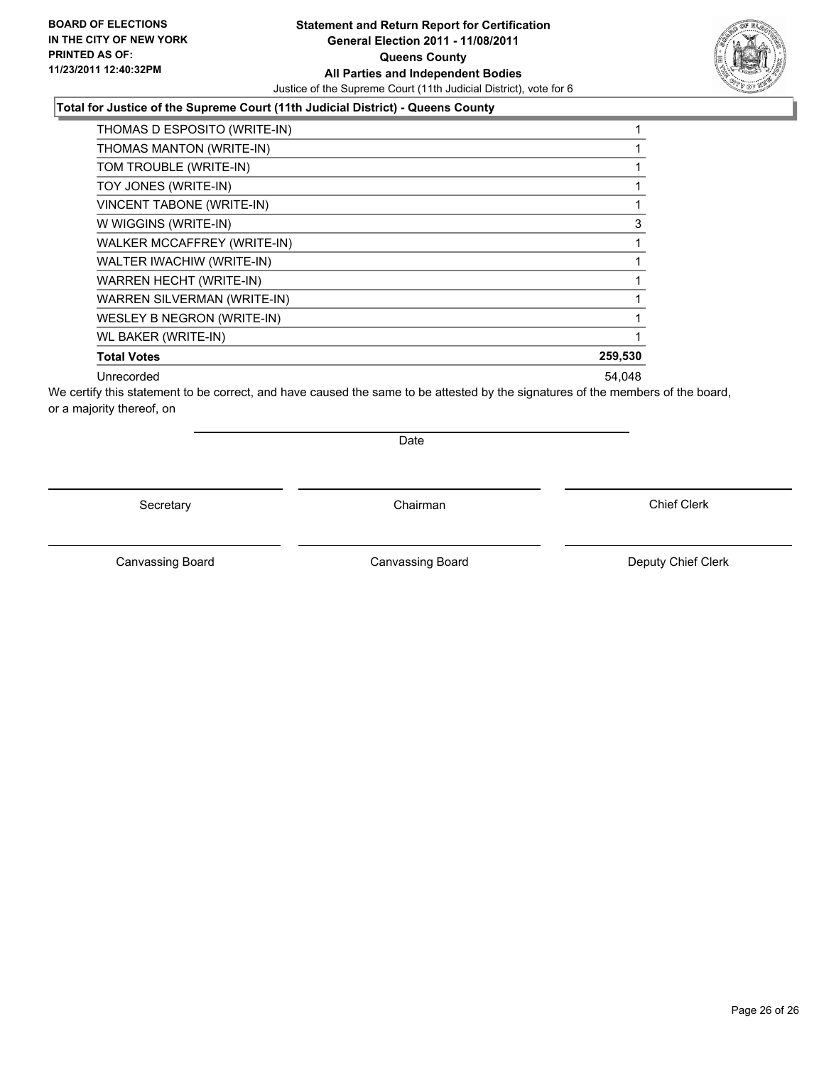**BOARD OF ELECTIONS IN THE CITY OF NEW YORK PRINTED AS OF: 11/23/2011 12:40:32PM**

**Statement and Return Report for Certification General Election 2011 - 11/08/2011 Queens County All Parties and Independent Bodies**

Justice of the Supreme Court (11th Judicial District), vote for 6

### Total for Justice of the Supreme Court (11th Judicial District) - Queens County

| | |
|---|---|
| THOMAS D ESPOSITO (WRITE-IN) | 1 |
| THOMAS MANTON (WRITE-IN) | 1 |
| TOM TROUBLE (WRITE-IN) | 1 |
| TOY JONES (WRITE-IN) | 1 |
| VINCENT TABONE (WRITE-IN) | 1 |
| W WIGGINS (WRITE-IN) | 3 |
| WALKER MCCAFFREY (WRITE-IN) | 1 |
| WALTER IWACHIW (WRITE-IN) | 1 |
| WARREN HECHT (WRITE-IN) | 1 |
| WARREN SILVERMAN (WRITE-IN) | 1 |
| WESLEY B NEGRON (WRITE-IN) | 1 |
| WL BAKER (WRITE-IN) | 1 |
| **Total Votes** | **259,530** |
| Unrecorded | 54,048 |

We certify this statement to be correct, and have caused the same to be attested by the signatures of the members of the board, or a majority thereof, on

Date

Secretary

Chairman

Chief Clerk

Canvassing Board

Canvassing Board

Deputy Chief Clerk